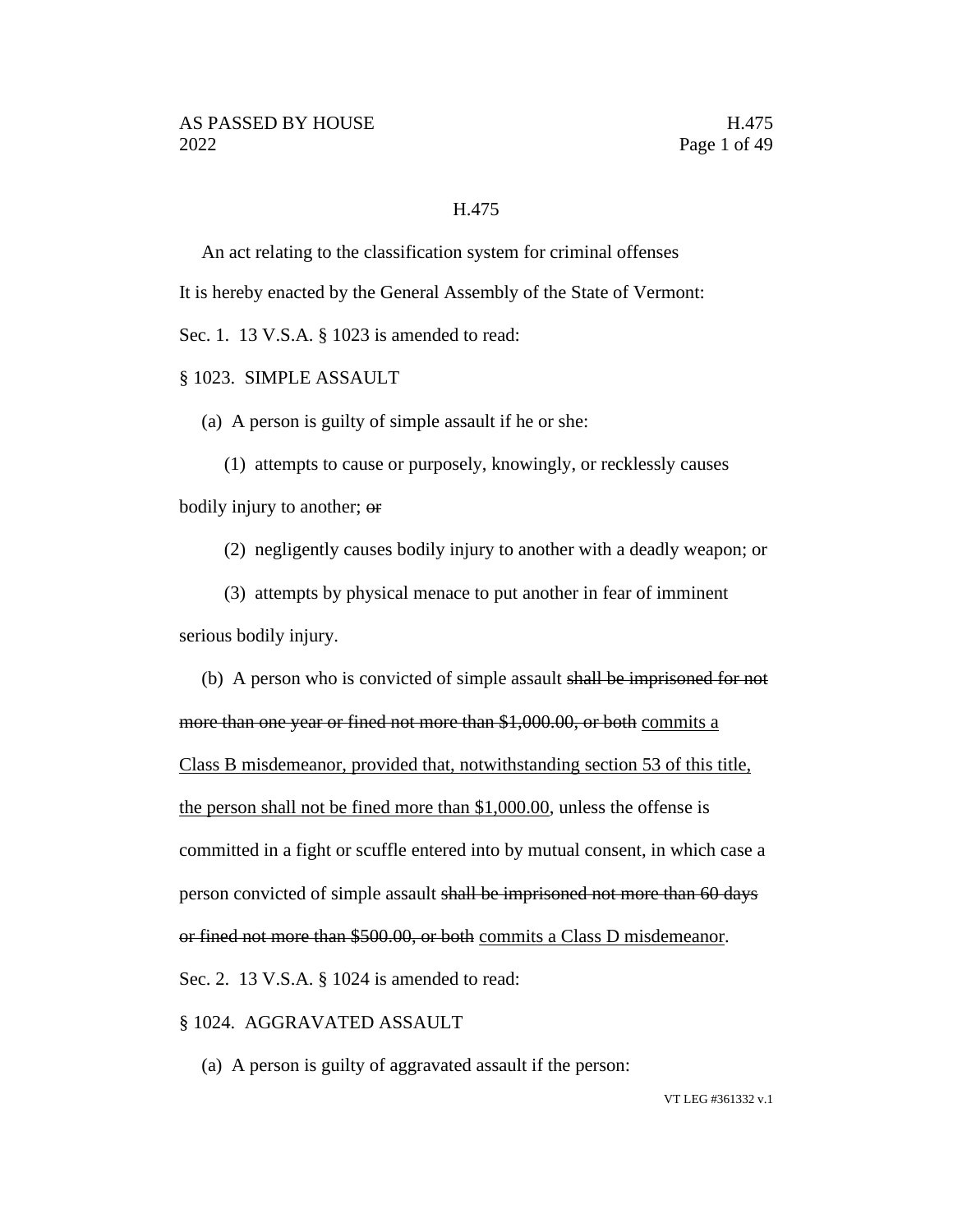H.475

An act relating to the classification system for criminal offenses

It is hereby enacted by the General Assembly of the State of Vermont:

Sec. 1. 13 V.S.A. § 1023 is amended to read:

§ 1023. SIMPLE ASSAULT

(a) A person is guilty of simple assault if he or she:

(1) attempts to cause or purposely, knowingly, or recklessly causes bodily injury to another; ~~or~~

(2) negligently causes bodily injury to another with a deadly weapon; or

(3) attempts by physical menace to put another in fear of imminent serious bodily injury.

(b) A person who is convicted of simple assault ~~shall be imprisoned for not more than one year or fined not more than $1,000.00, or both~~ <u>commits a Class B misdemeanor, provided that, notwithstanding section 53 of this title, the person shall not be fined more than $1,000.00</u>, unless the offense is committed in a fight or scuffle entered into by mutual consent, in which case a person convicted of simple assault ~~shall be imprisoned not more than 60 days or fined not more than $500.00, or both~~ <u>commits a Class D misdemeanor</u>.

Sec. 2. 13 V.S.A. § 1024 is amended to read:

§ 1024. AGGRAVATED ASSAULT

(a) A person is guilty of aggravated assault if the person: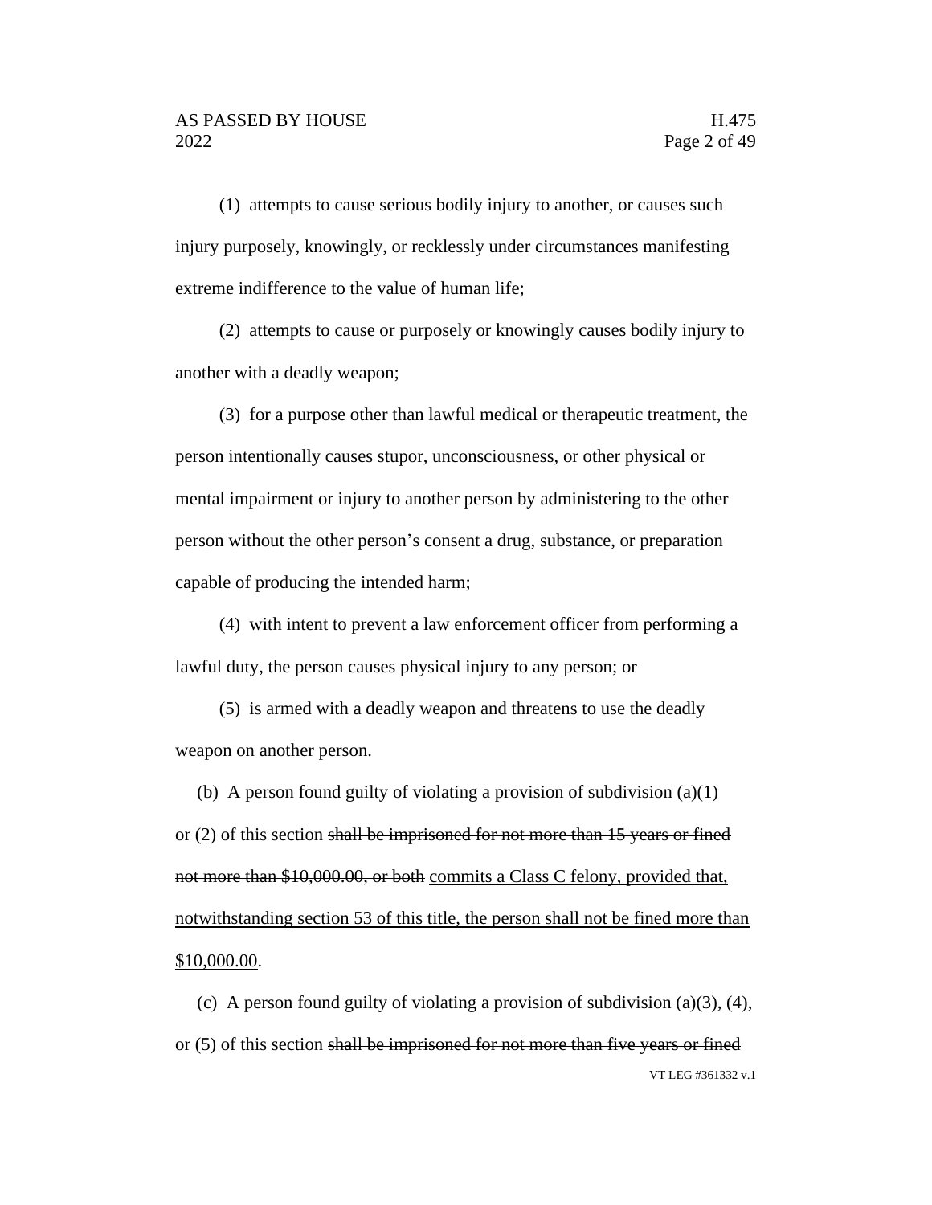(1) attempts to cause serious bodily injury to another, or causes such injury purposely, knowingly, or recklessly under circumstances manifesting extreme indifference to the value of human life;

(2) attempts to cause or purposely or knowingly causes bodily injury to another with a deadly weapon;

(3) for a purpose other than lawful medical or therapeutic treatment, the person intentionally causes stupor, unconsciousness, or other physical or mental impairment or injury to another person by administering to the other person without the other person's consent a drug, substance, or preparation capable of producing the intended harm;

(4) with intent to prevent a law enforcement officer from performing a lawful duty, the person causes physical injury to any person; or

(5) is armed with a deadly weapon and threatens to use the deadly weapon on another person.

(b) A person found guilty of violating a provision of subdivision (a)(1) or (2) of this section ~~shall be imprisoned for not more than 15 years or fined not more than $10,000.00, or both~~ <u>commits a Class C felony, provided that, notwithstanding section 53 of this title, the person shall not be fined more than $10,000.00</u>.

(c) A person found guilty of violating a provision of subdivision (a)(3), (4), or (5) of this section ~~shall be imprisoned for not more than five years or fined~~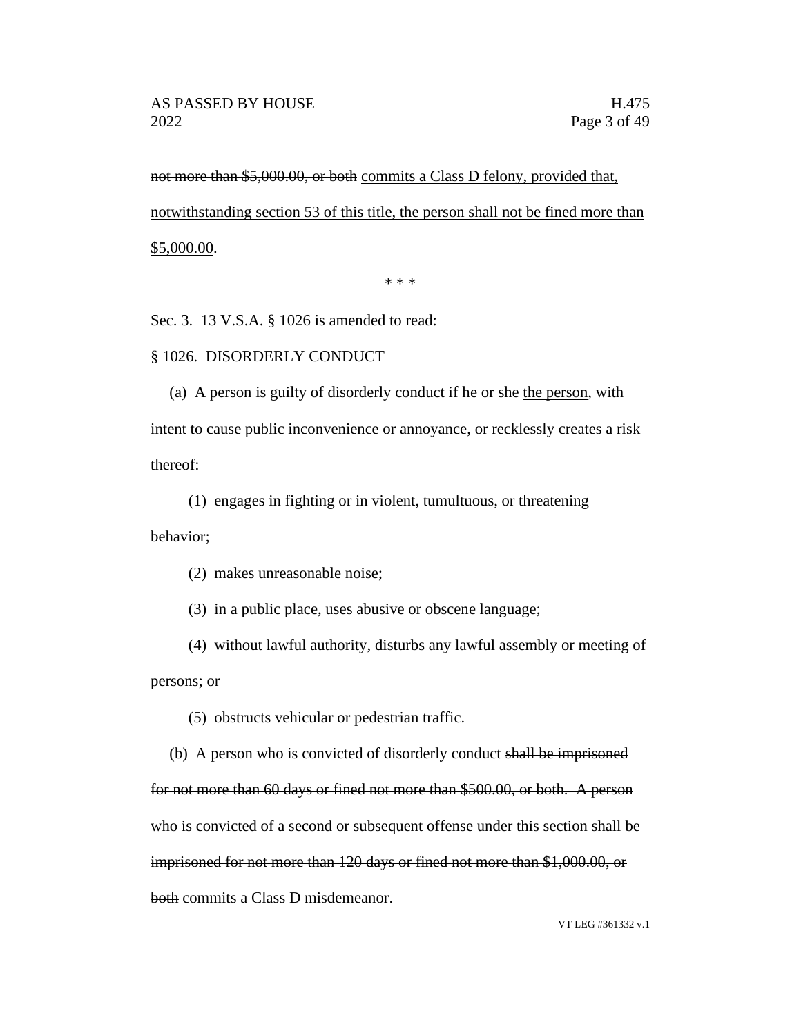~~not more than $5,000.00, or both~~ <u>commits a Class D felony, provided that, notwithstanding section 53 of this title, the person shall not be fined more than $5,000.00</u>.

\* \* \*

Sec. 3. 13 V.S.A. § 1026 is amended to read:

§ 1026. DISORDERLY CONDUCT

(a) A person is guilty of disorderly conduct if ~~he or she~~ <u>the person</u>, with intent to cause public inconvenience or annoyance, or recklessly creates a risk thereof:

(1) engages in fighting or in violent, tumultuous, or threatening behavior;

(2) makes unreasonable noise;

(3) in a public place, uses abusive or obscene language;

(4) without lawful authority, disturbs any lawful assembly or meeting of persons; or

(5) obstructs vehicular or pedestrian traffic.

(b) A person who is convicted of disorderly conduct ~~shall be imprisoned for not more than 60 days or fined not more than $500.00, or both. A person who is convicted of a second or subsequent offense under this section shall be imprisoned for not more than 120 days or fined not more than $1,000.00, or both~~ <u>commits a Class D misdemeanor</u>.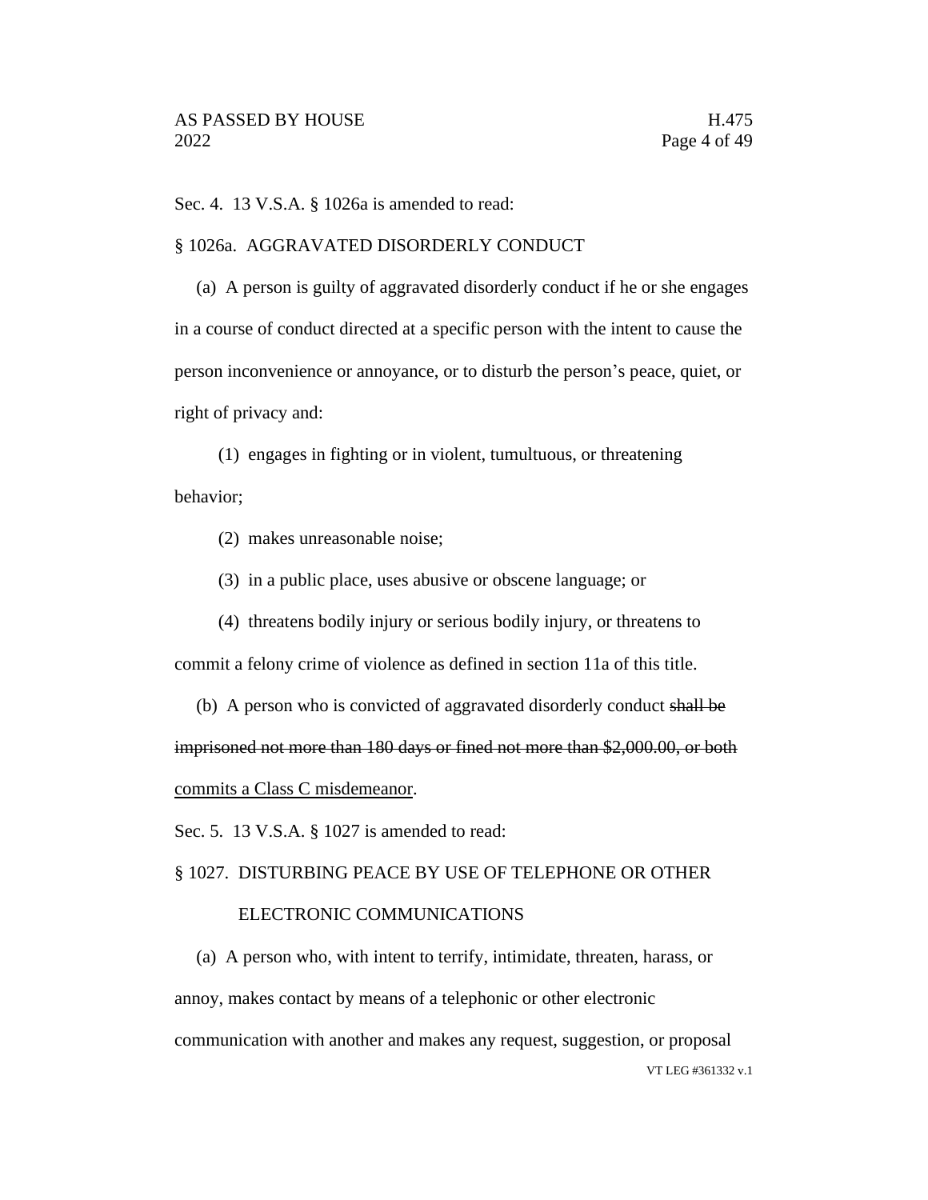Sec. 4. 13 V.S.A. § 1026a is amended to read:

§ 1026a. AGGRAVATED DISORDERLY CONDUCT

(a) A person is guilty of aggravated disorderly conduct if he or she engages in a course of conduct directed at a specific person with the intent to cause the person inconvenience or annoyance, or to disturb the person's peace, quiet, or right of privacy and:

(1) engages in fighting or in violent, tumultuous, or threatening behavior;

(2) makes unreasonable noise;

(3) in a public place, uses abusive or obscene language; or

(4) threatens bodily injury or serious bodily injury, or threatens to commit a felony crime of violence as defined in section 11a of this title.

(b) A person who is convicted of aggravated disorderly conduct ~~shall be imprisoned not more than 180 days or fined not more than $2,000.00, or both~~ <u>commits a Class C misdemeanor</u>.

Sec. 5. 13 V.S.A. § 1027 is amended to read:

§ 1027. DISTURBING PEACE BY USE OF TELEPHONE OR OTHER ELECTRONIC COMMUNICATIONS

(a) A person who, with intent to terrify, intimidate, threaten, harass, or annoy, makes contact by means of a telephonic or other electronic communication with another and makes any request, suggestion, or proposal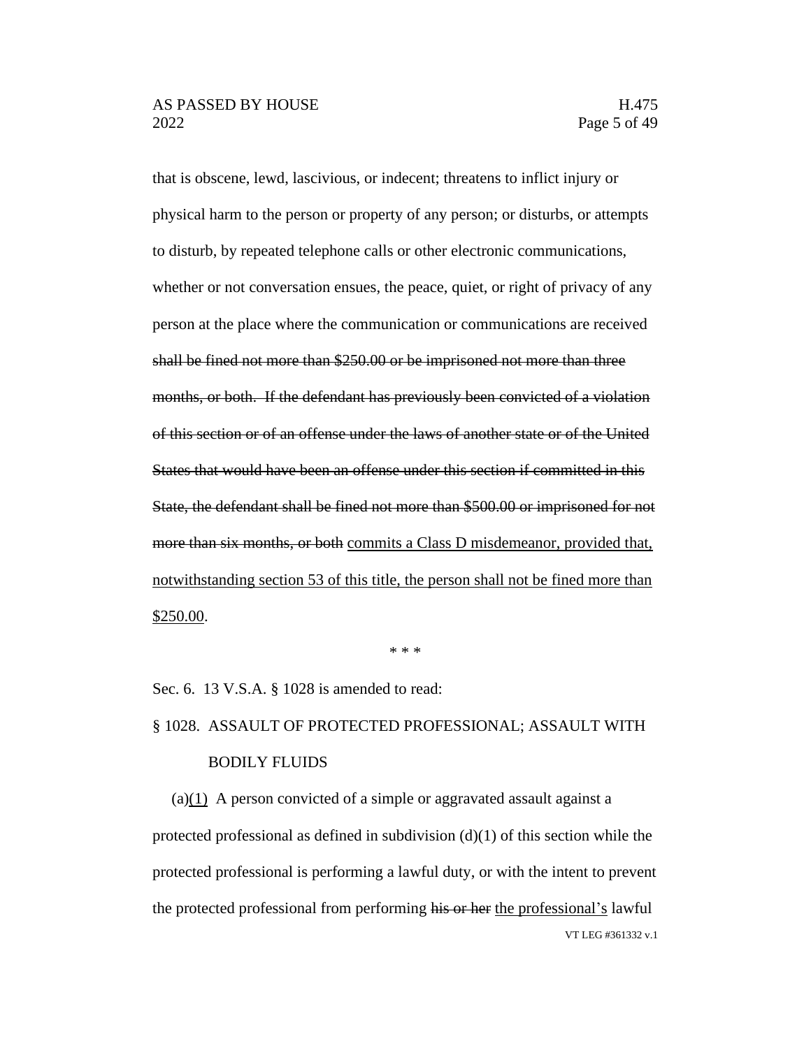that is obscene, lewd, lascivious, or indecent; threatens to inflict injury or physical harm to the person or property of any person; or disturbs, or attempts to disturb, by repeated telephone calls or other electronic communications, whether or not conversation ensues, the peace, quiet, or right of privacy of any person at the place where the communication or communications are received ~~shall be fined not more than $250.00 or be imprisoned not more than three months, or both. If the defendant has previously been convicted of a violation of this section or of an offense under the laws of another state or of the United States that would have been an offense under this section if committed in this State, the defendant shall be fined not more than $500.00 or imprisoned for not more than six months, or both~~ <u>commits a Class D misdemeanor, provided that, notwithstanding section 53 of this title, the person shall not be fined more than $250.00</u>.

\* \* \*

Sec. 6. 13 V.S.A. § 1028 is amended to read:

§ 1028. ASSAULT OF PROTECTED PROFESSIONAL; ASSAULT WITH BODILY FLUIDS

(a)<u>(1)</u> A person convicted of a simple or aggravated assault against a protected professional as defined in subdivision (d)(1) of this section while the protected professional is performing a lawful duty, or with the intent to prevent the protected professional from performing ~~his or her~~ <u>the professional's</u> lawful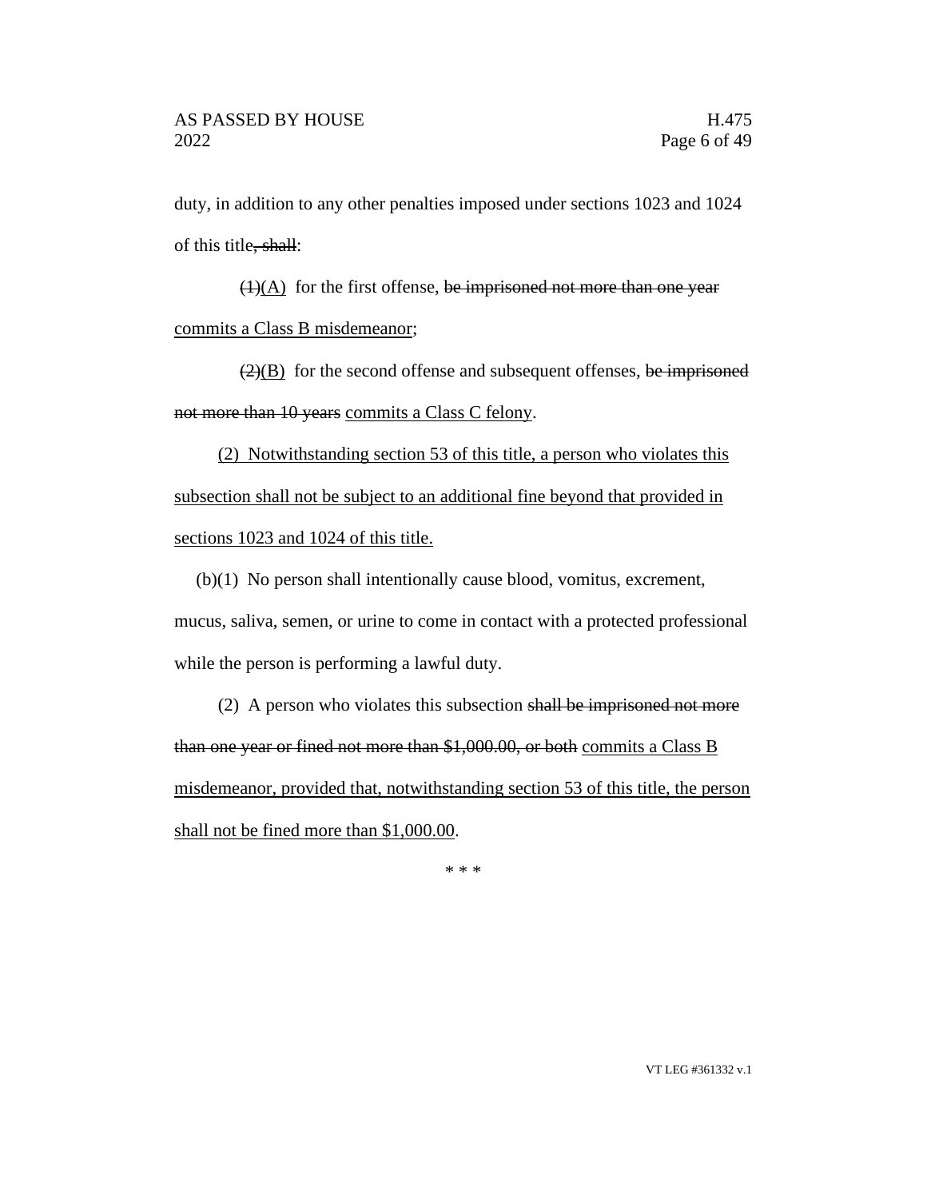duty, in addition to any other penalties imposed under sections 1023 and 1024 of this title~~, shall~~:

~~(1)~~(A) for the first offense, ~~be imprisoned not more than one year~~ commits a Class B misdemeanor;

~~(2)~~(B) for the second offense and subsequent offenses, ~~be imprisoned not more than 10 years~~ commits a Class C felony.

(2) Notwithstanding section 53 of this title, a person who violates this subsection shall not be subject to an additional fine beyond that provided in sections 1023 and 1024 of this title.

(b)(1) No person shall intentionally cause blood, vomitus, excrement, mucus, saliva, semen, or urine to come in contact with a protected professional while the person is performing a lawful duty.

(2) A person who violates this subsection ~~shall be imprisoned not more than one year or fined not more than $1,000.00, or both~~ commits a Class B misdemeanor, provided that, notwithstanding section 53 of this title, the person shall not be fined more than $1,000.00.

\* \* \*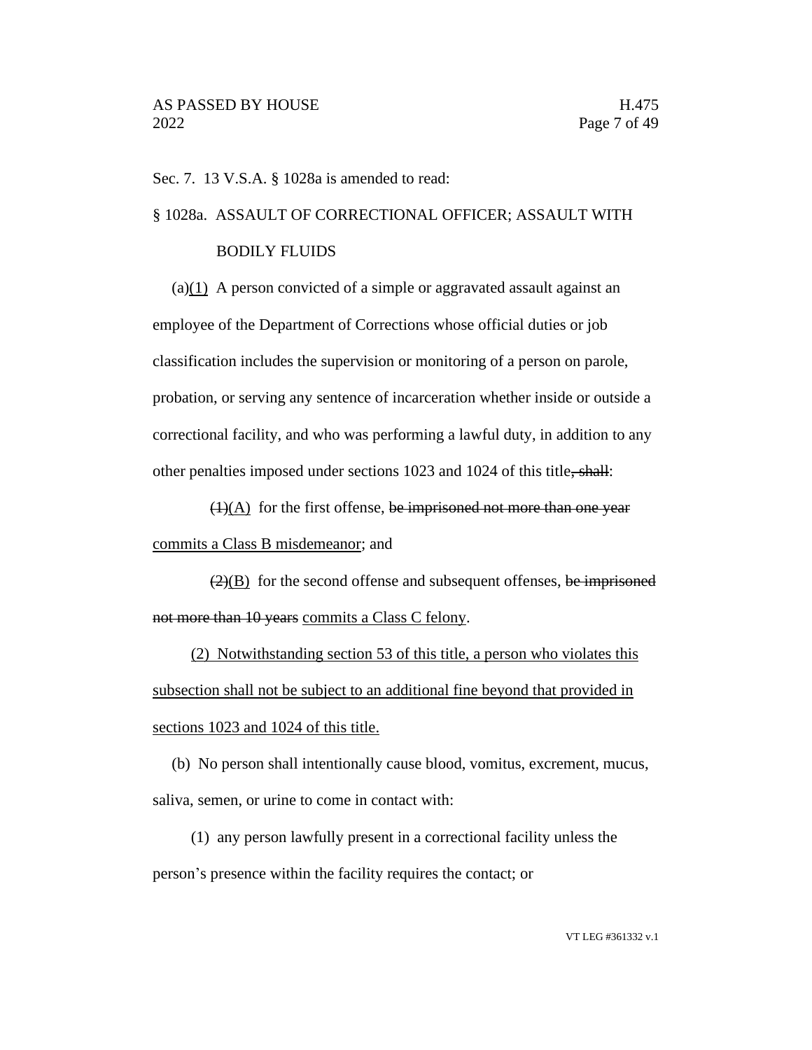Sec. 7. 13 V.S.A. § 1028a is amended to read:

§ 1028a. ASSAULT OF CORRECTIONAL OFFICER; ASSAULT WITH BODILY FLUIDS

(a)<u>(1)</u> A person convicted of a simple or aggravated assault against an employee of the Department of Corrections whose official duties or job classification includes the supervision or monitoring of a person on parole, probation, or serving any sentence of incarceration whether inside or outside a correctional facility, and who was performing a lawful duty, in addition to any other penalties imposed under sections 1023 and 1024 of this title~~, shall~~:

~~(1)~~<u>(A)</u> for the first offense, ~~be imprisoned not more than one year~~ <u>commits a Class B misdemeanor</u>; and

~~(2)~~<u>(B)</u> for the second offense and subsequent offenses, ~~be imprisoned not more than 10 years~~ <u>commits a Class C felony</u>.

<u>(2) Notwithstanding section 53 of this title, a person who violates this subsection shall not be subject to an additional fine beyond that provided in sections 1023 and 1024 of this title.</u>

(b) No person shall intentionally cause blood, vomitus, excrement, mucus, saliva, semen, or urine to come in contact with:

(1) any person lawfully present in a correctional facility unless the person's presence within the facility requires the contact; or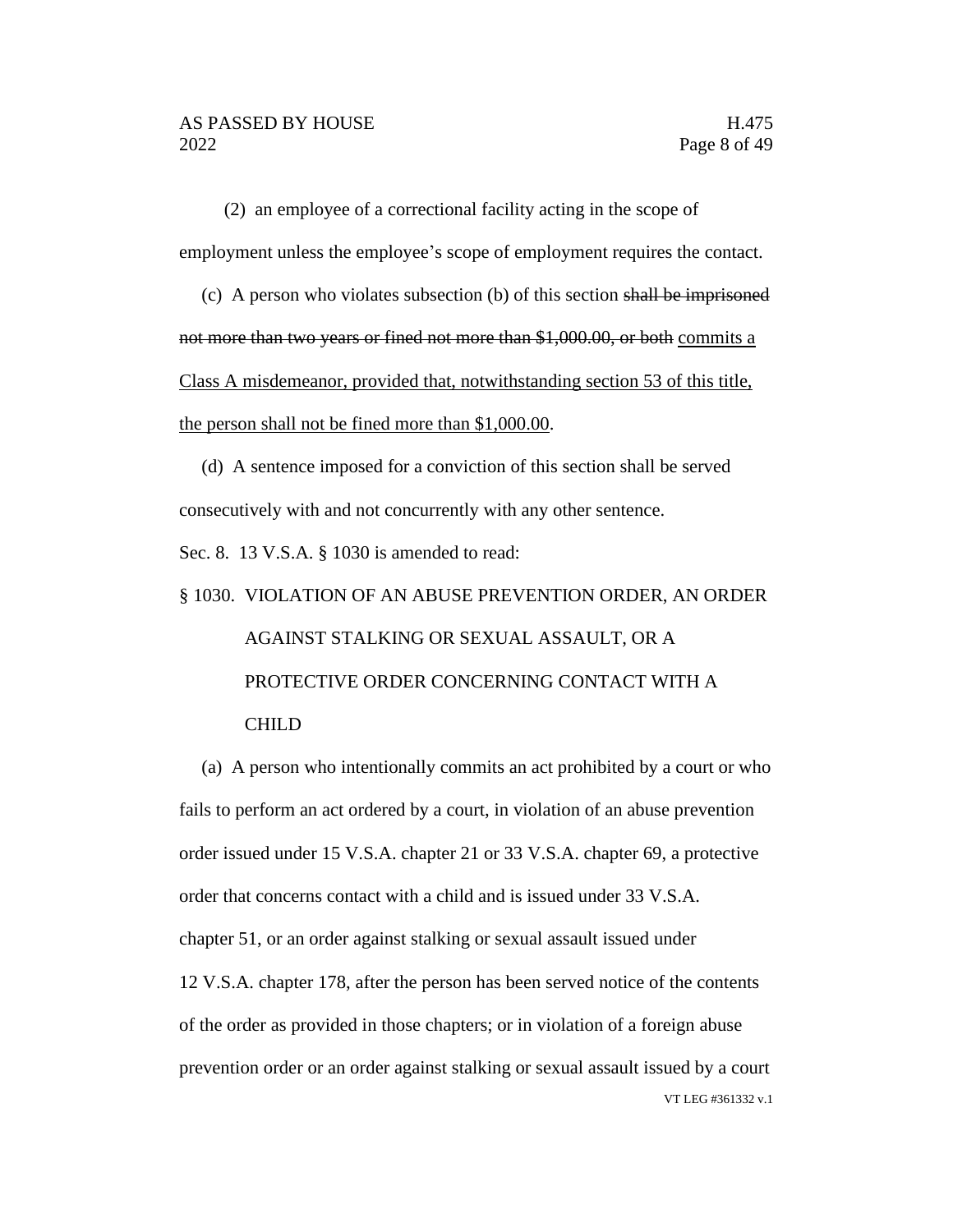(2) an employee of a correctional facility acting in the scope of employment unless the employee's scope of employment requires the contact.

(c) A person who violates subsection (b) of this section ~~shall be imprisoned not more than two years or fined not more than $1,000.00, or both~~ <u>commits a Class A misdemeanor, provided that, notwithstanding section 53 of this title, the person shall not be fined more than $1,000.00</u>.

(d) A sentence imposed for a conviction of this section shall be served consecutively with and not concurrently with any other sentence.

Sec. 8. 13 V.S.A. § 1030 is amended to read:

§ 1030. VIOLATION OF AN ABUSE PREVENTION ORDER, AN ORDER AGAINST STALKING OR SEXUAL ASSAULT, OR A PROTECTIVE ORDER CONCERNING CONTACT WITH A CHILD

(a) A person who intentionally commits an act prohibited by a court or who fails to perform an act ordered by a court, in violation of an abuse prevention order issued under 15 V.S.A. chapter 21 or 33 V.S.A. chapter 69, a protective order that concerns contact with a child and is issued under 33 V.S.A. chapter 51, or an order against stalking or sexual assault issued under 12 V.S.A. chapter 178, after the person has been served notice of the contents of the order as provided in those chapters; or in violation of a foreign abuse prevention order or an order against stalking or sexual assault issued by a court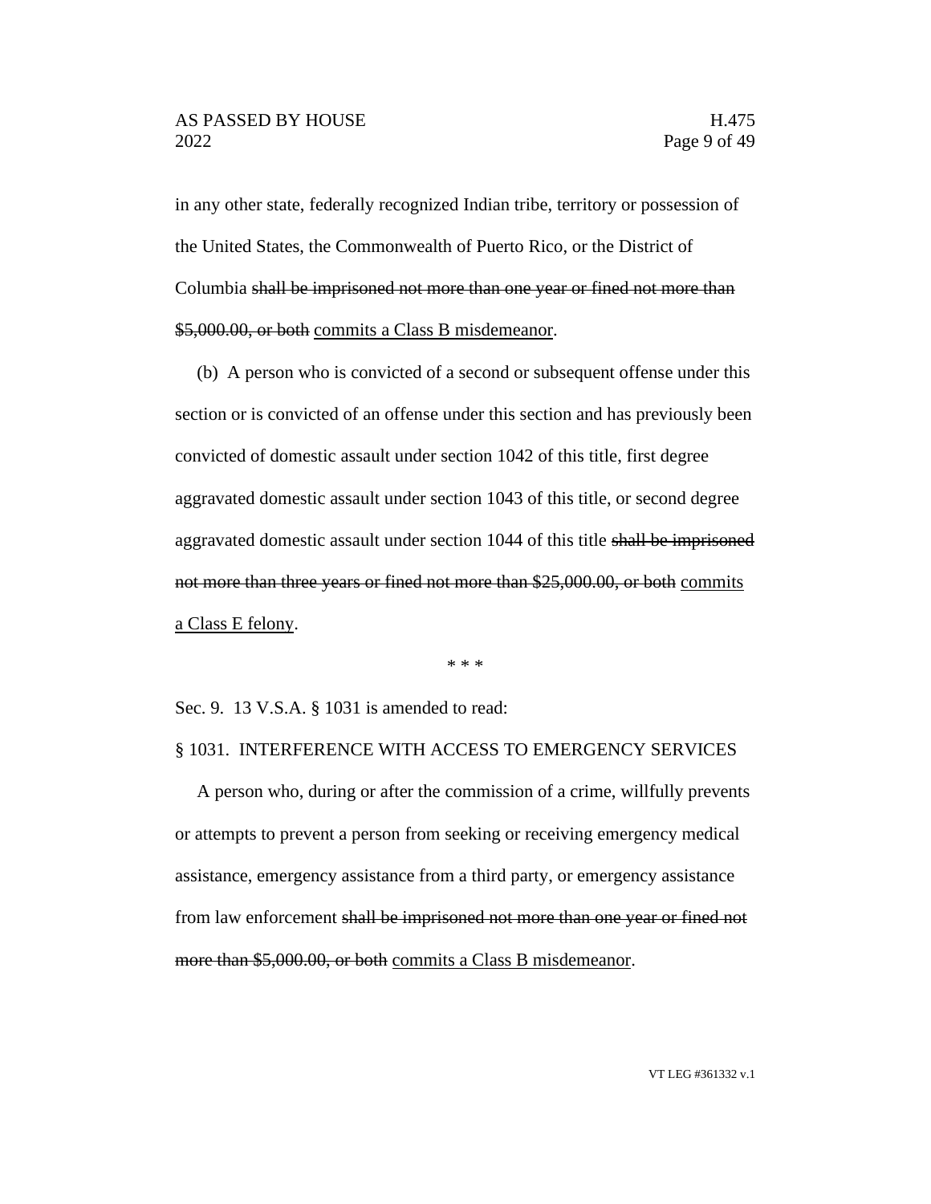in any other state, federally recognized Indian tribe, territory or possession of the United States, the Commonwealth of Puerto Rico, or the District of Columbia ~~shall be imprisoned not more than one year or fined not more than $5,000.00, or both~~ <u>commits a Class B misdemeanor</u>.

(b) A person who is convicted of a second or subsequent offense under this section or is convicted of an offense under this section and has previously been convicted of domestic assault under section 1042 of this title, first degree aggravated domestic assault under section 1043 of this title, or second degree aggravated domestic assault under section 1044 of this title ~~shall be imprisoned not more than three years or fined not more than $25,000.00, or both~~ <u>commits a Class E felony</u>.

\* \* \*

Sec. 9. 13 V.S.A. § 1031 is amended to read:

§ 1031. INTERFERENCE WITH ACCESS TO EMERGENCY SERVICES

A person who, during or after the commission of a crime, willfully prevents or attempts to prevent a person from seeking or receiving emergency medical assistance, emergency assistance from a third party, or emergency assistance from law enforcement ~~shall be imprisoned not more than one year or fined not more than $5,000.00, or both~~ <u>commits a Class B misdemeanor</u>.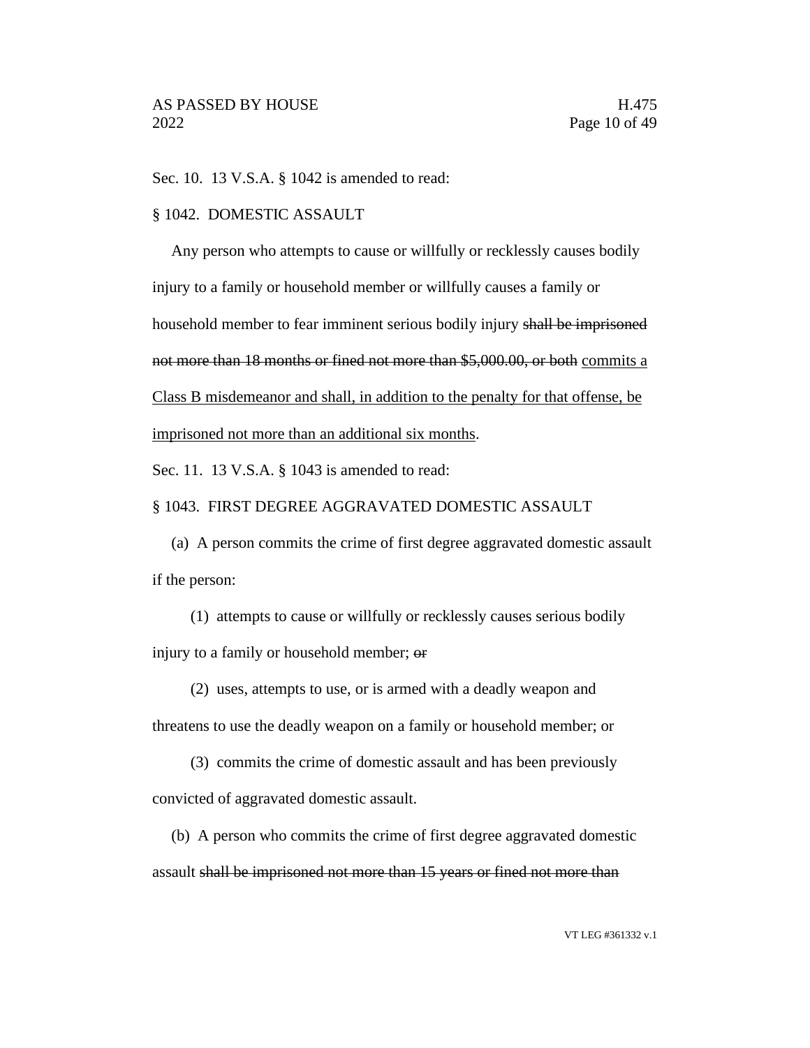Sec. 10. 13 V.S.A. § 1042 is amended to read:

§ 1042. DOMESTIC ASSAULT

Any person who attempts to cause or willfully or recklessly causes bodily injury to a family or household member or willfully causes a family or household member to fear imminent serious bodily injury ~~shall be imprisoned not more than 18 months or fined not more than $5,000.00, or both~~ <u>commits a Class B misdemeanor and shall, in addition to the penalty for that offense, be imprisoned not more than an additional six months</u>.

Sec. 11. 13 V.S.A. § 1043 is amended to read:

§ 1043. FIRST DEGREE AGGRAVATED DOMESTIC ASSAULT

(a) A person commits the crime of first degree aggravated domestic assault if the person:

(1) attempts to cause or willfully or recklessly causes serious bodily injury to a family or household member; ~~or~~

(2) uses, attempts to use, or is armed with a deadly weapon and threatens to use the deadly weapon on a family or household member; or

(3) commits the crime of domestic assault and has been previously convicted of aggravated domestic assault.

(b) A person who commits the crime of first degree aggravated domestic assault ~~shall be imprisoned not more than 15 years or fined not more than~~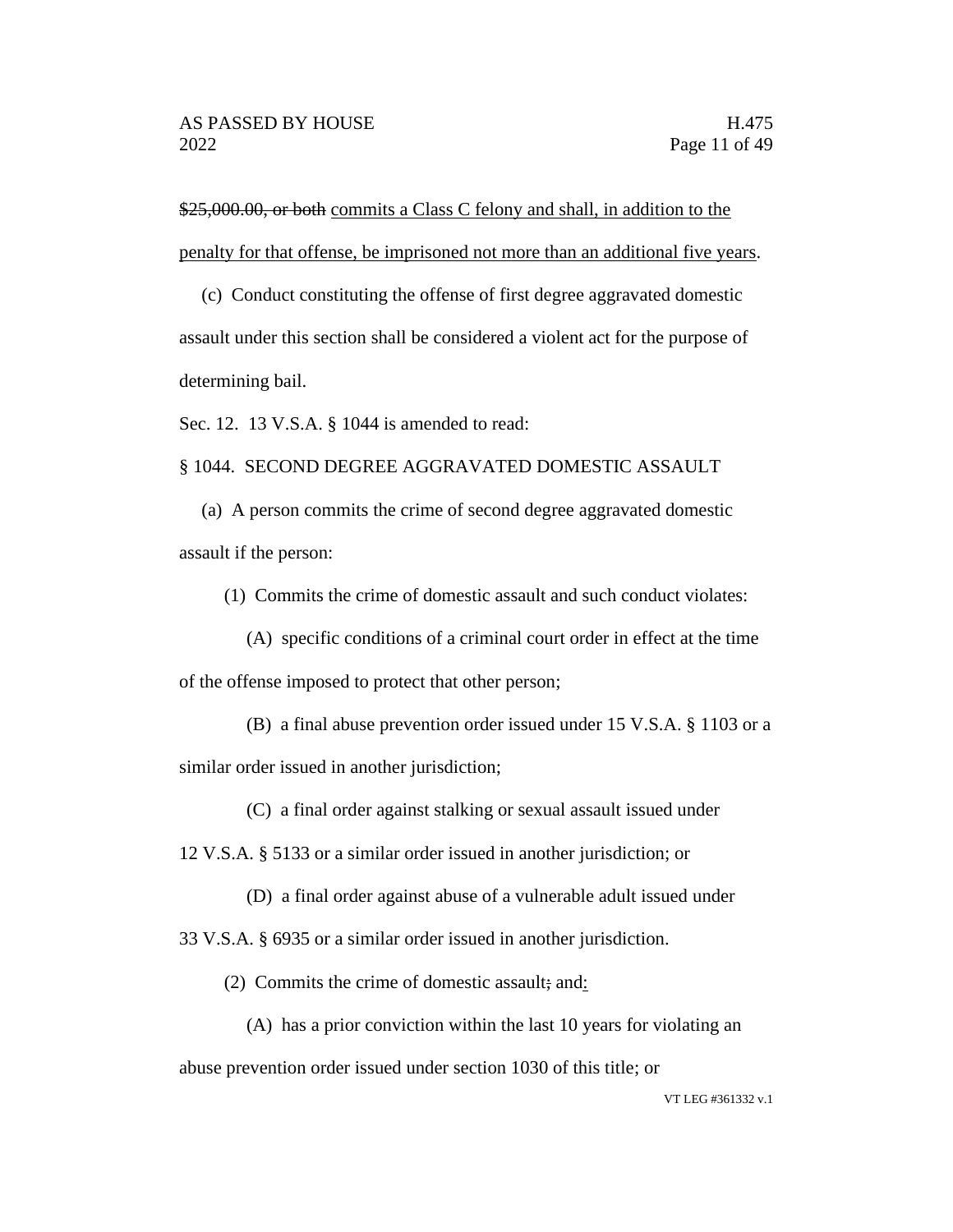~~$25,000.00, or both~~ <u>commits a Class C felony and shall, in addition to the penalty for that offense, be imprisoned not more than an additional five years</u>.

(c) Conduct constituting the offense of first degree aggravated domestic assault under this section shall be considered a violent act for the purpose of determining bail.

Sec. 12. 13 V.S.A. § 1044 is amended to read:

§ 1044. SECOND DEGREE AGGRAVATED DOMESTIC ASSAULT

(a) A person commits the crime of second degree aggravated domestic assault if the person:

(1) Commits the crime of domestic assault and such conduct violates:

(A) specific conditions of a criminal court order in effect at the time of the offense imposed to protect that other person;

(B) a final abuse prevention order issued under 15 V.S.A. § 1103 or a similar order issued in another jurisdiction;

(C) a final order against stalking or sexual assault issued under 12 V.S.A. § 5133 or a similar order issued in another jurisdiction; or

(D) a final order against abuse of a vulnerable adult issued under 33 V.S.A. § 6935 or a similar order issued in another jurisdiction.

(2) Commits the crime of domestic assault~~;~~ and<u>:</u>

(A) has a prior conviction within the last 10 years for violating an abuse prevention order issued under section 1030 of this title; or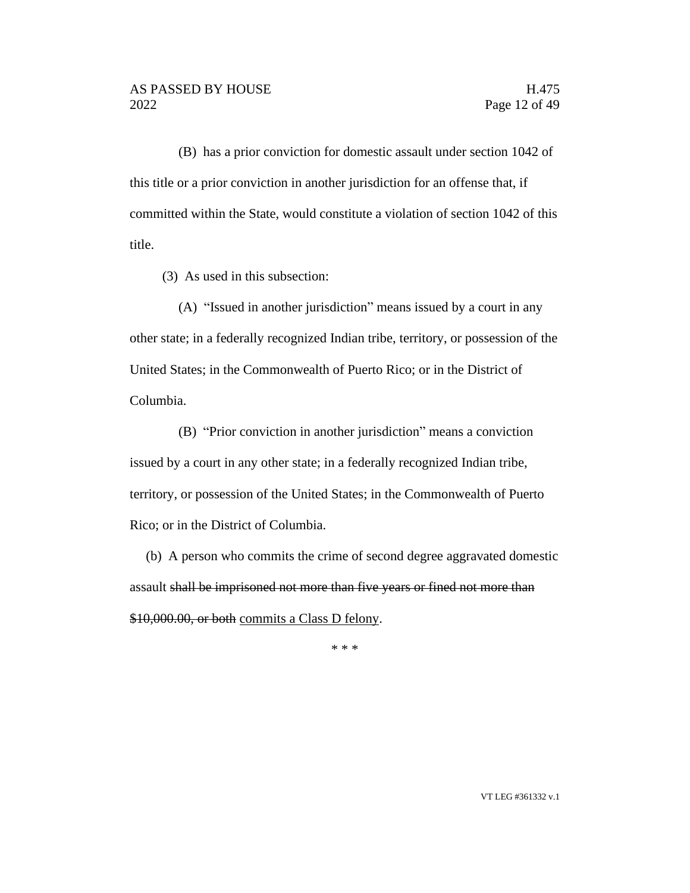(B) has a prior conviction for domestic assault under section 1042 of this title or a prior conviction in another jurisdiction for an offense that, if committed within the State, would constitute a violation of section 1042 of this title.

(3) As used in this subsection:

(A) "Issued in another jurisdiction" means issued by a court in any other state; in a federally recognized Indian tribe, territory, or possession of the United States; in the Commonwealth of Puerto Rico; or in the District of Columbia.

(B) "Prior conviction in another jurisdiction" means a conviction issued by a court in any other state; in a federally recognized Indian tribe, territory, or possession of the United States; in the Commonwealth of Puerto Rico; or in the District of Columbia.

(b) A person who commits the crime of second degree aggravated domestic assault ~~shall be imprisoned not more than five years or fined not more than $10,000.00, or both~~ <u>commits a Class D felony</u>.

\* \* \*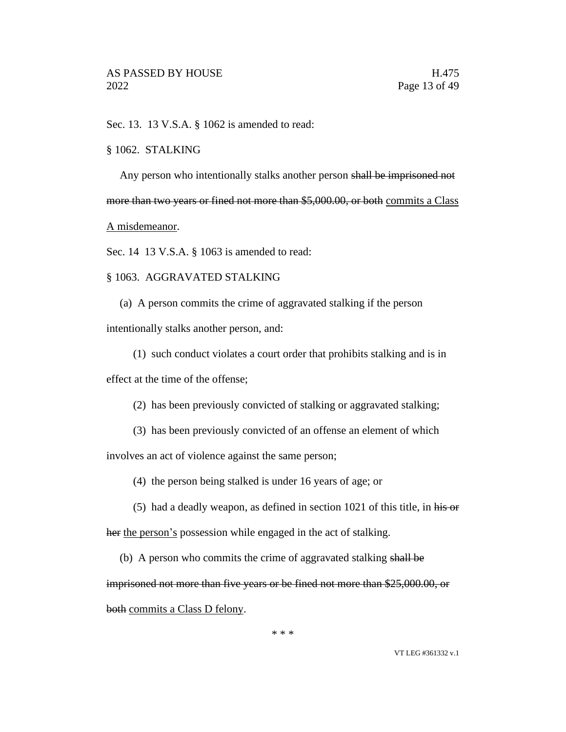Sec. 13. 13 V.S.A. § 1062 is amended to read:

§ 1062. STALKING

Any person who intentionally stalks another person ~~shall be imprisoned not more than two years or fined not more than $5,000.00, or both~~ <u>commits a Class A misdemeanor</u>.

Sec. 14 13 V.S.A. § 1063 is amended to read:

§ 1063. AGGRAVATED STALKING

(a) A person commits the crime of aggravated stalking if the person intentionally stalks another person, and:

(1) such conduct violates a court order that prohibits stalking and is in effect at the time of the offense;

(2) has been previously convicted of stalking or aggravated stalking;

(3) has been previously convicted of an offense an element of which involves an act of violence against the same person;

(4) the person being stalked is under 16 years of age; or

(5) had a deadly weapon, as defined in section 1021 of this title, in ~~his or her~~ <u>the person's</u> possession while engaged in the act of stalking.

(b) A person who commits the crime of aggravated stalking ~~shall be imprisoned not more than five years or be fined not more than $25,000.00, or both~~ <u>commits a Class D felony</u>.

\* \* \*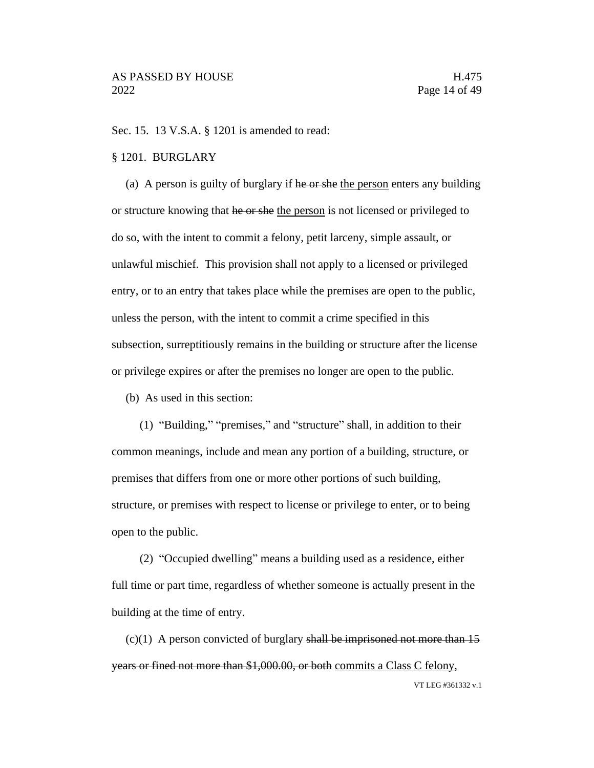Sec. 15. 13 V.S.A. § 1201 is amended to read:

§ 1201. BURGLARY

(a) A person is guilty of burglary if ~~he or she~~ <u>the person</u> enters any building or structure knowing that ~~he or she~~ <u>the person</u> is not licensed or privileged to do so, with the intent to commit a felony, petit larceny, simple assault, or unlawful mischief. This provision shall not apply to a licensed or privileged entry, or to an entry that takes place while the premises are open to the public, unless the person, with the intent to commit a crime specified in this subsection, surreptitiously remains in the building or structure after the license or privilege expires or after the premises no longer are open to the public.

(b) As used in this section:

(1) "Building," "premises," and "structure" shall, in addition to their common meanings, include and mean any portion of a building, structure, or premises that differs from one or more other portions of such building, structure, or premises with respect to license or privilege to enter, or to being open to the public.

(2) "Occupied dwelling" means a building used as a residence, either full time or part time, regardless of whether someone is actually present in the building at the time of entry.

(c)(1) A person convicted of burglary ~~shall be imprisoned not more than 15 years or fined not more than $1,000.00, or both~~ <u>commits a Class C felony,</u>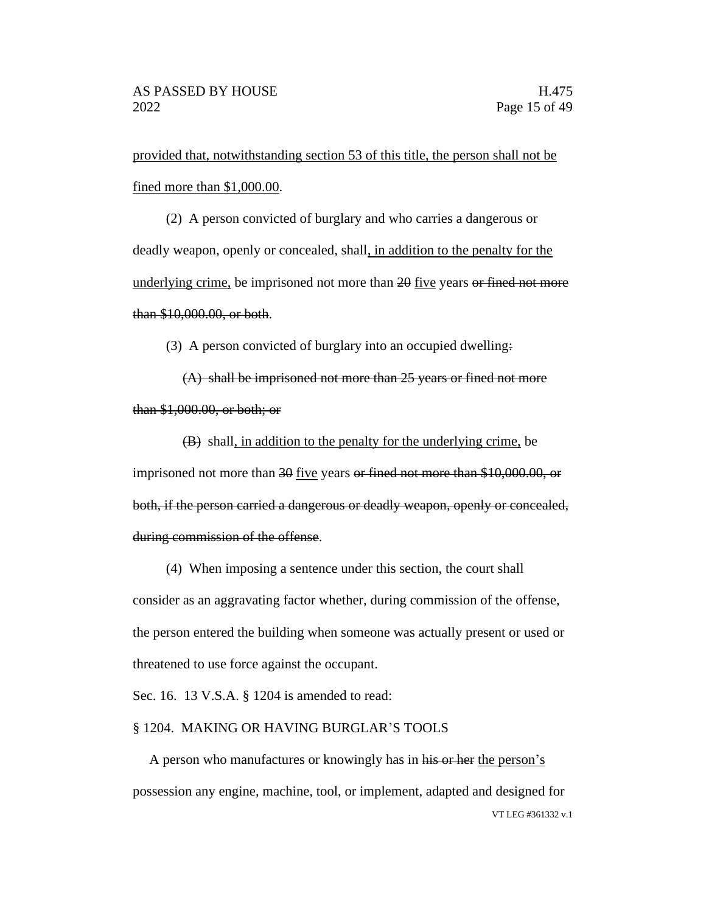provided that, notwithstanding section 53 of this title, the person shall not be fined more than $1,000.00.

(2) A person convicted of burglary and who carries a dangerous or deadly weapon, openly or concealed, shall, in addition to the penalty for the underlying crime, be imprisoned not more than ~~20~~ five years ~~or fined not more than $10,000.00, or both~~.

(3) A person convicted of burglary into an occupied dwelling~~:~~

~~(A) shall be imprisoned not more than 25 years or fined not more than $1,000.00, or both; or~~

~~(B)~~ shall, in addition to the penalty for the underlying crime, be imprisoned not more than ~~30~~ five years ~~or fined not more than $10,000.00, or both, if the person carried a dangerous or deadly weapon, openly or concealed, during commission of the offense~~.

(4) When imposing a sentence under this section, the court shall consider as an aggravating factor whether, during commission of the offense, the person entered the building when someone was actually present or used or threatened to use force against the occupant.

Sec. 16. 13 V.S.A. § 1204 is amended to read:

§ 1204. MAKING OR HAVING BURGLAR'S TOOLS

A person who manufactures or knowingly has in ~~his or her~~ the person's possession any engine, machine, tool, or implement, adapted and designed for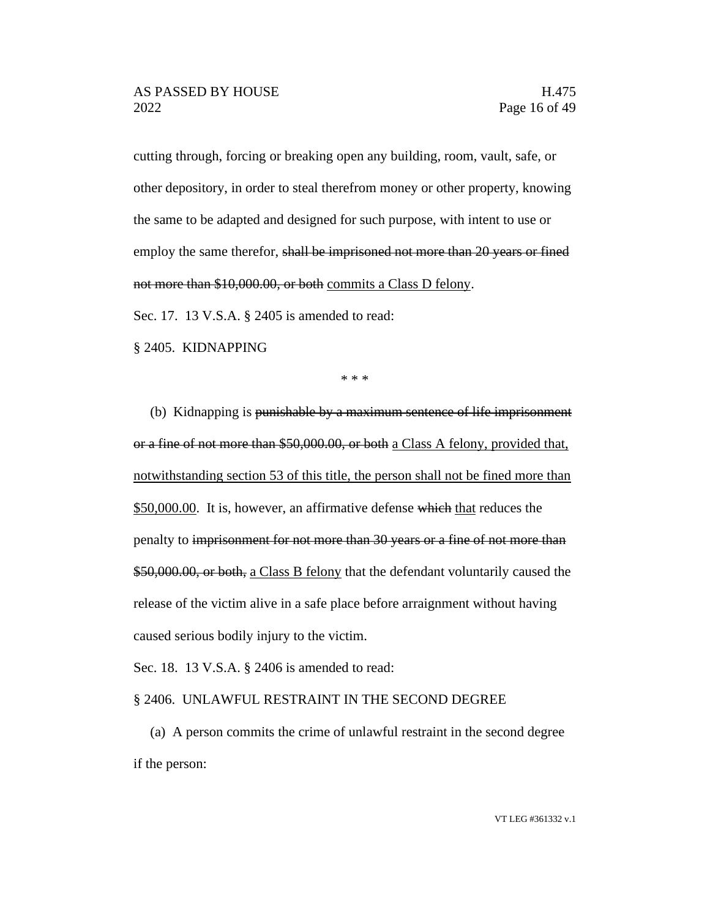cutting through, forcing or breaking open any building, room, vault, safe, or other depository, in order to steal therefrom money or other property, knowing the same to be adapted and designed for such purpose, with intent to use or employ the same therefor, ~~shall be imprisoned not more than 20 years or fined not more than $10,000.00, or both~~ <u>commits a Class D felony</u>.

Sec. 17. 13 V.S.A. § 2405 is amended to read:

§ 2405. KIDNAPPING

\* \* \*

(b) Kidnapping is ~~punishable by a maximum sentence of life imprisonment or a fine of not more than $50,000.00, or both~~ <u>a Class A felony, provided that, notwithstanding section 53 of this title, the person shall not be fined more than $50,000.00</u>. It is, however, an affirmative defense ~~which~~ <u>that</u> reduces the penalty to ~~imprisonment for not more than 30 years or a fine of not more than $50,000.00, or both,~~ <u>a Class B felony</u> that the defendant voluntarily caused the release of the victim alive in a safe place before arraignment without having caused serious bodily injury to the victim.

Sec. 18. 13 V.S.A. § 2406 is amended to read:

§ 2406. UNLAWFUL RESTRAINT IN THE SECOND DEGREE

(a) A person commits the crime of unlawful restraint in the second degree if the person: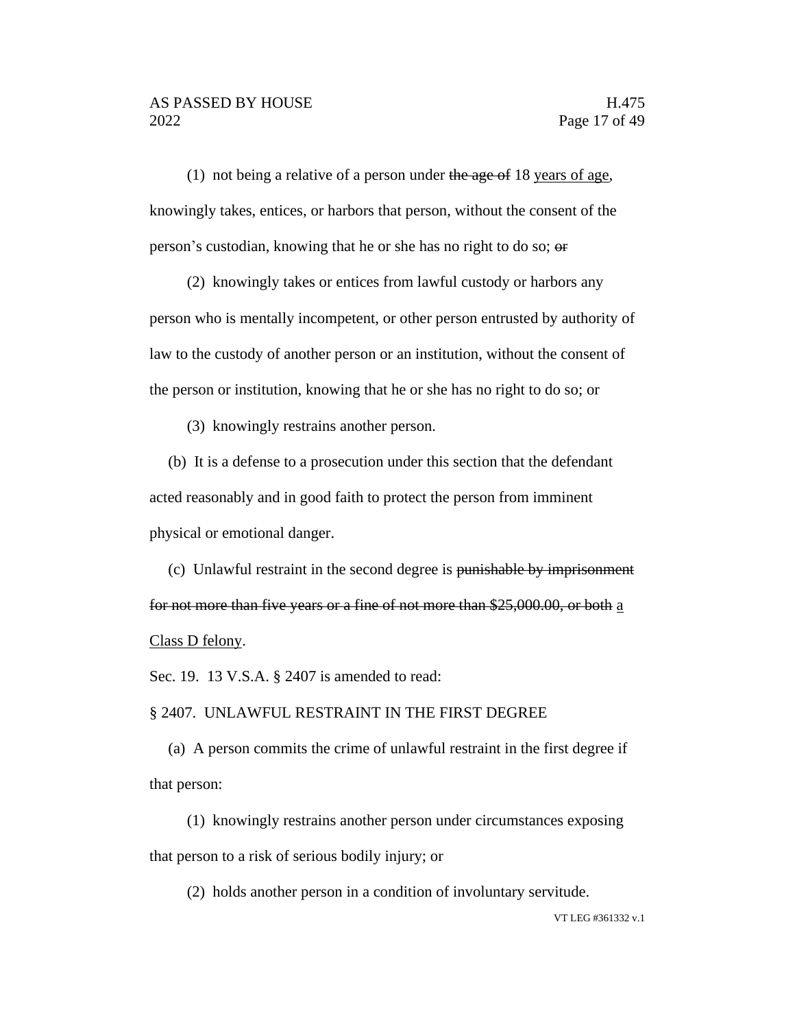(1) not being a relative of a person under ~~the age of~~ 18 <u>years of age</u>, knowingly takes, entices, or harbors that person, without the consent of the person's custodian, knowing that he or she has no right to do so; ~~or~~

(2) knowingly takes or entices from lawful custody or harbors any person who is mentally incompetent, or other person entrusted by authority of law to the custody of another person or an institution, without the consent of the person or institution, knowing that he or she has no right to do so; or

(3) knowingly restrains another person.

(b) It is a defense to a prosecution under this section that the defendant acted reasonably and in good faith to protect the person from imminent physical or emotional danger.

(c) Unlawful restraint in the second degree is ~~punishable by imprisonment for not more than five years or a fine of not more than $25,000.00, or both~~ <u>a Class D felony</u>.

Sec. 19. 13 V.S.A. § 2407 is amended to read:

§ 2407. UNLAWFUL RESTRAINT IN THE FIRST DEGREE

(a) A person commits the crime of unlawful restraint in the first degree if that person:

(1) knowingly restrains another person under circumstances exposing that person to a risk of serious bodily injury; or

(2) holds another person in a condition of involuntary servitude.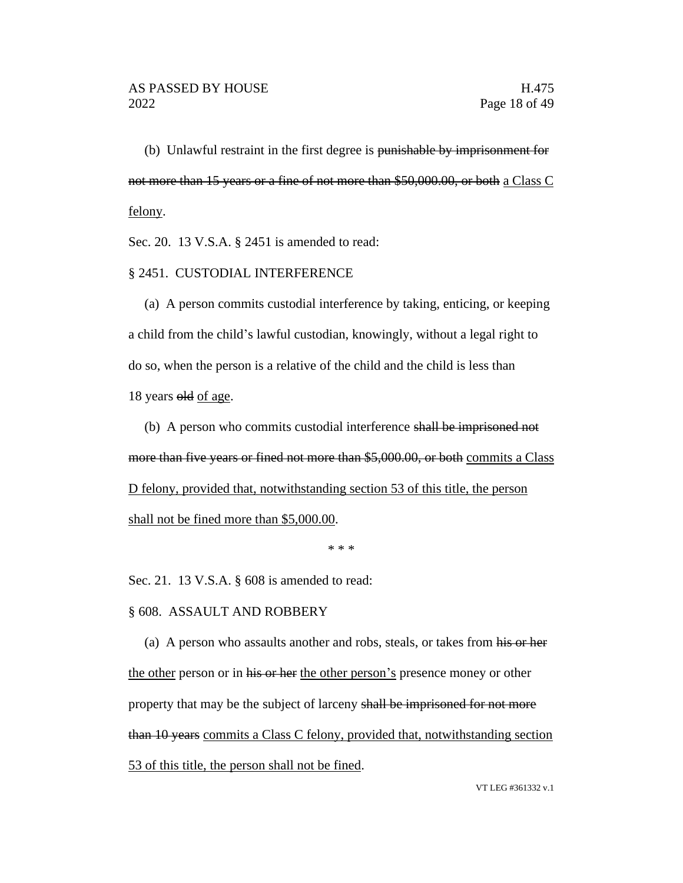(b) Unlawful restraint in the first degree is ~~punishable by imprisonment for not more than 15 years or a fine of not more than $50,000.00, or both~~ <u>a Class C felony</u>.

Sec. 20. 13 V.S.A. § 2451 is amended to read:

§ 2451. CUSTODIAL INTERFERENCE

(a) A person commits custodial interference by taking, enticing, or keeping a child from the child's lawful custodian, knowingly, without a legal right to do so, when the person is a relative of the child and the child is less than 18 years ~~old~~ <u>of age</u>.

(b) A person who commits custodial interference ~~shall be imprisoned not more than five years or fined not more than $5,000.00, or both~~ <u>commits a Class D felony, provided that, notwithstanding section 53 of this title, the person shall not be fined more than $5,000.00</u>.

\* \* \*

Sec. 21. 13 V.S.A. § 608 is amended to read:

§ 608. ASSAULT AND ROBBERY

(a) A person who assaults another and robs, steals, or takes from ~~his or her~~ <u>the other</u> person or in ~~his or her~~ <u>the other person's</u> presence money or other property that may be the subject of larceny ~~shall be imprisoned for not more than 10 years~~ <u>commits a Class C felony, provided that, notwithstanding section 53 of this title, the person shall not be fined</u>.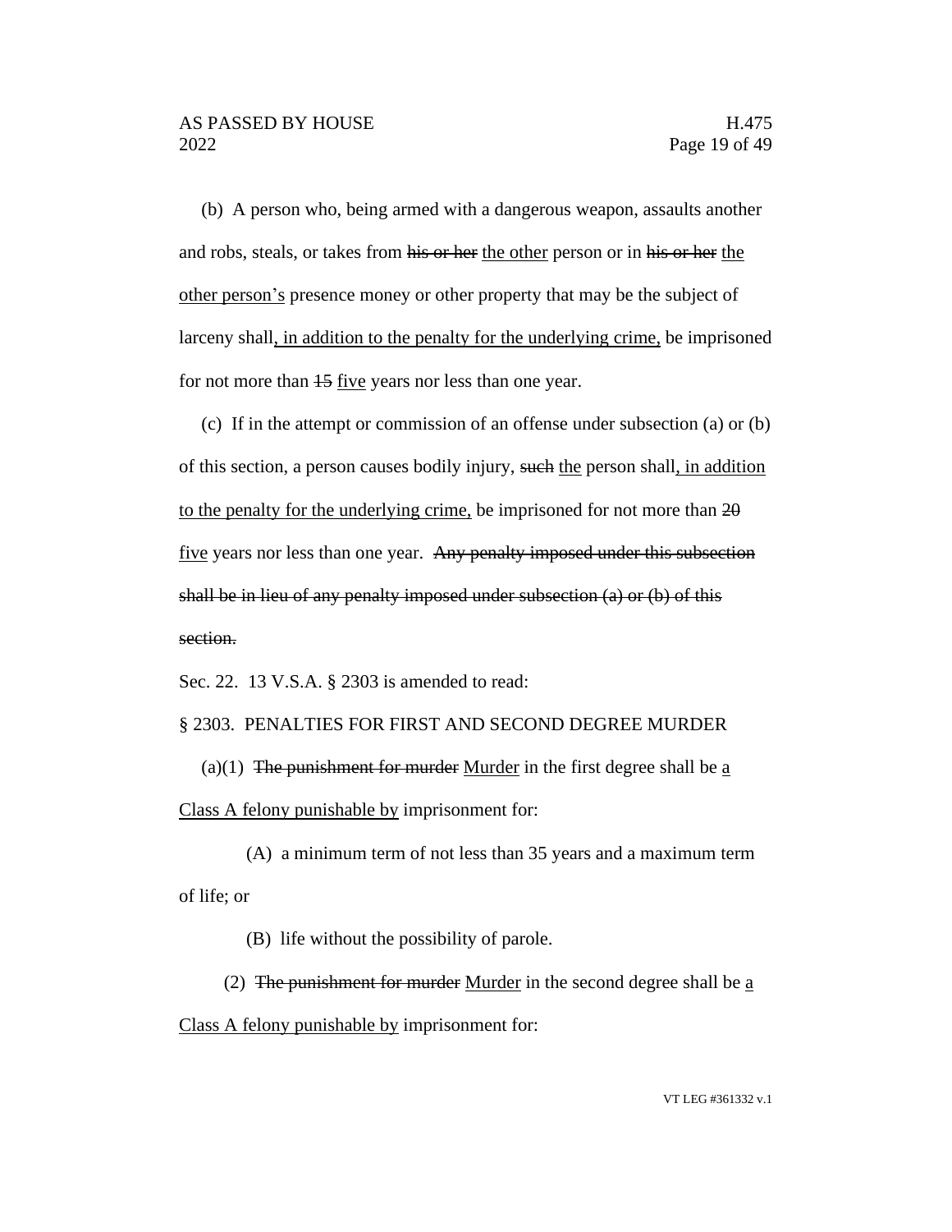(b) A person who, being armed with a dangerous weapon, assaults another and robs, steals, or takes from ~~his or her~~ <u>the other</u> person or in ~~his or her~~ <u>the other person's</u> presence money or other property that may be the subject of larceny shall<u>, in addition to the penalty for the underlying crime,</u> be imprisoned for not more than ~~15~~ <u>five</u> years nor less than one year.

(c) If in the attempt or commission of an offense under subsection (a) or (b) of this section, a person causes bodily injury, ~~such~~ <u>the</u> person shall<u>, in addition to the penalty for the underlying crime,</u> be imprisoned for not more than ~~20~~ <u>five</u> years nor less than one year. ~~Any penalty imposed under this subsection shall be in lieu of any penalty imposed under subsection (a) or (b) of this section.~~

Sec. 22. 13 V.S.A. § 2303 is amended to read:

§ 2303. PENALTIES FOR FIRST AND SECOND DEGREE MURDER

(a)(1) ~~The punishment for murder~~ <u>Murder</u> in the first degree shall be <u>a Class A felony punishable by</u> imprisonment for:

(A) a minimum term of not less than 35 years and a maximum term of life; or

(B) life without the possibility of parole.

(2) ~~The punishment for murder~~ <u>Murder</u> in the second degree shall be <u>a Class A felony punishable by</u> imprisonment for: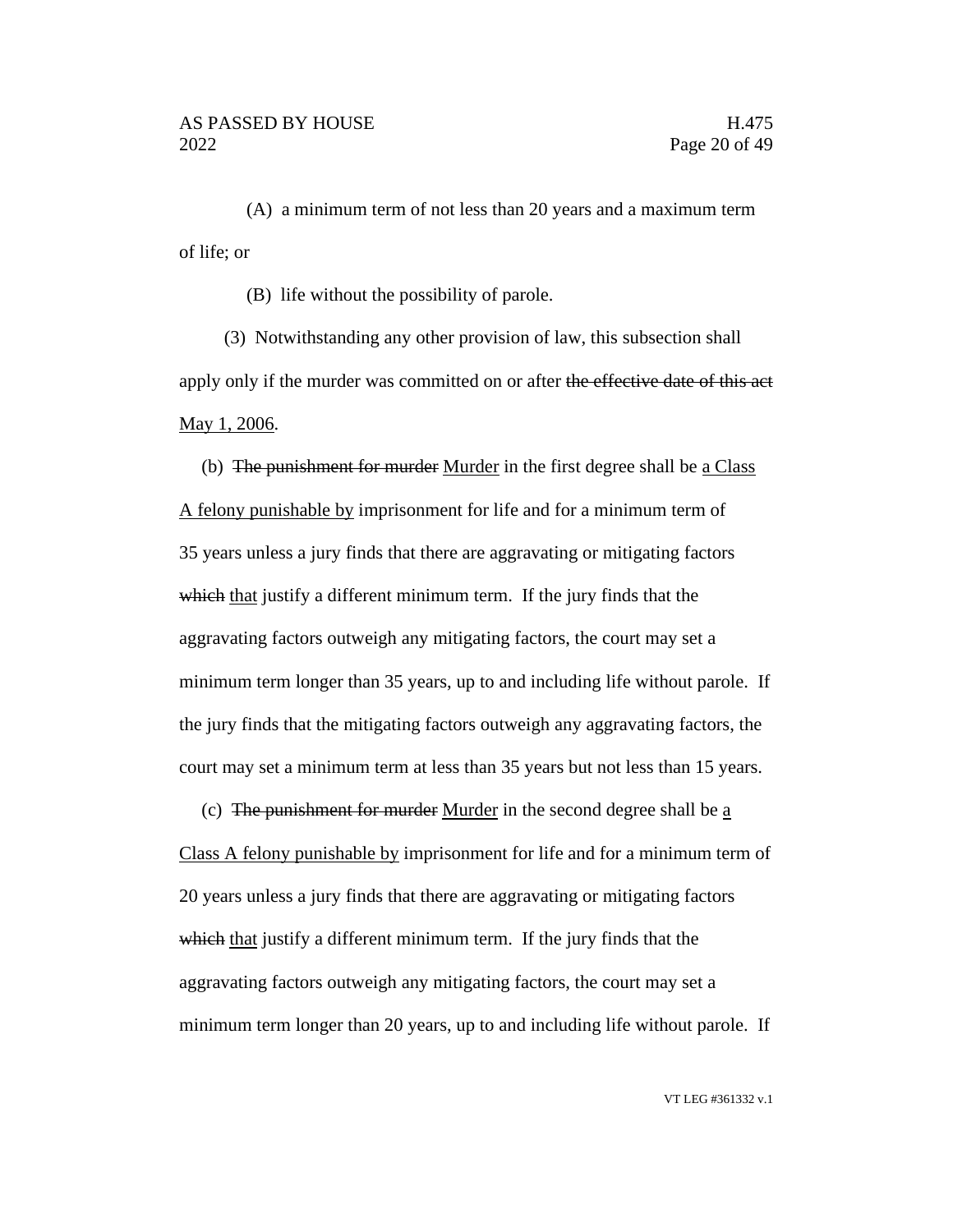(A) a minimum term of not less than 20 years and a maximum term of life; or

(B) life without the possibility of parole.

(3) Notwithstanding any other provision of law, this subsection shall apply only if the murder was committed on or after ~~the effective date of this act~~ <u>May 1, 2006</u>.

(b) ~~The punishment for murder~~ <u>Murder</u> in the first degree shall be <u>a Class A felony punishable by</u> imprisonment for life and for a minimum term of 35 years unless a jury finds that there are aggravating or mitigating factors ~~which~~ <u>that</u> justify a different minimum term. If the jury finds that the aggravating factors outweigh any mitigating factors, the court may set a minimum term longer than 35 years, up to and including life without parole. If the jury finds that the mitigating factors outweigh any aggravating factors, the court may set a minimum term at less than 35 years but not less than 15 years.

(c) ~~The punishment for murder~~ <u>Murder</u> in the second degree shall be <u>a Class A felony punishable by</u> imprisonment for life and for a minimum term of 20 years unless a jury finds that there are aggravating or mitigating factors ~~which~~ <u>that</u> justify a different minimum term. If the jury finds that the aggravating factors outweigh any mitigating factors, the court may set a minimum term longer than 20 years, up to and including life without parole. If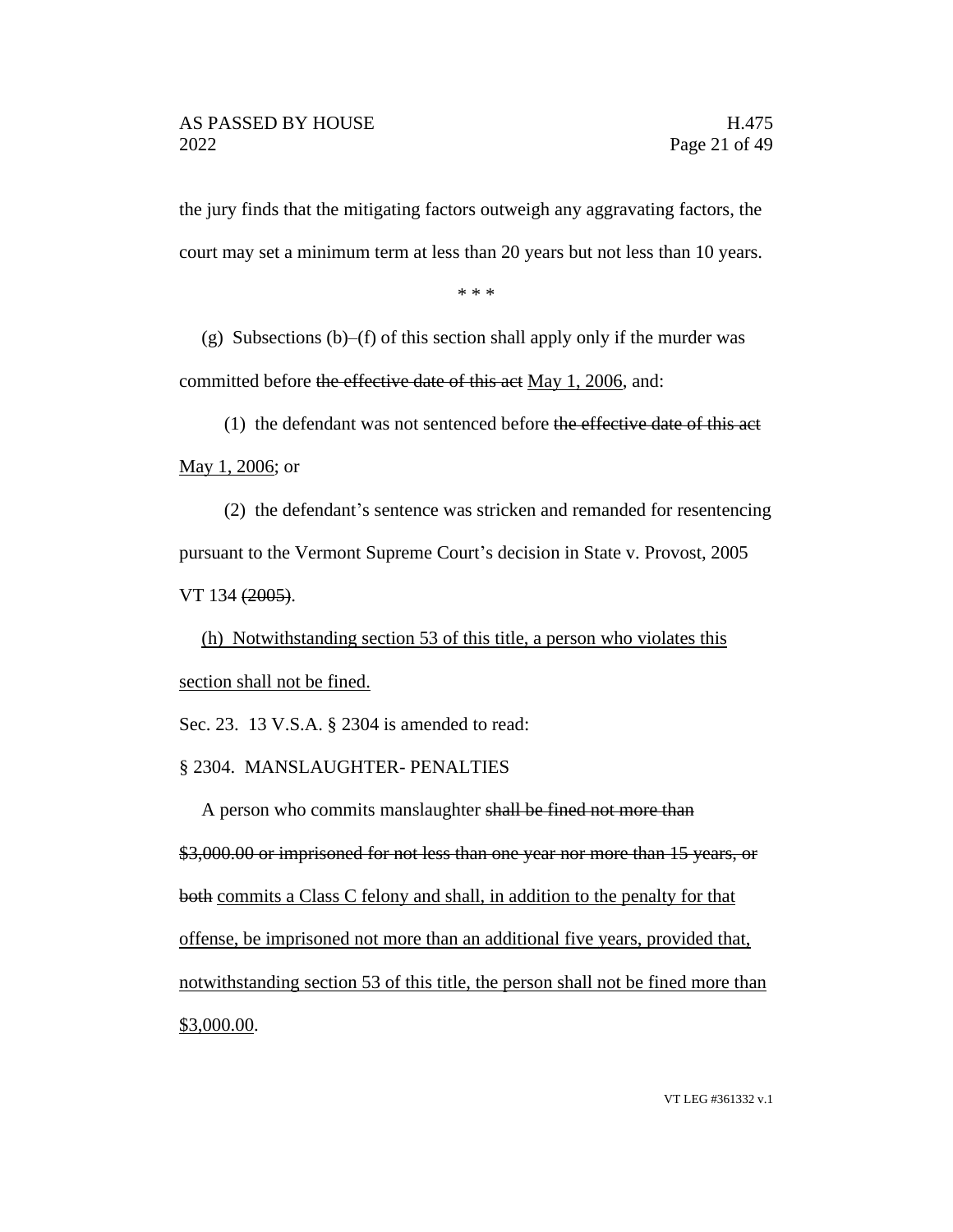the jury finds that the mitigating factors outweigh any aggravating factors, the court may set a minimum term at less than 20 years but not less than 10 years.

\* \* \*

(g) Subsections (b)–(f) of this section shall apply only if the murder was committed before ~~the effective date of this act~~ <u>May 1, 2006</u>, and:

(1) the defendant was not sentenced before ~~the effective date of this act~~ <u>May 1, 2006</u>; or

(2) the defendant's sentence was stricken and remanded for resentencing pursuant to the Vermont Supreme Court's decision in State v. Provost, 2005 VT 134 ~~(2005)~~.

<u>(h) Notwithstanding section 53 of this title, a person who violates this section shall not be fined.</u>

Sec. 23. 13 V.S.A. § 2304 is amended to read:

§ 2304. MANSLAUGHTER- PENALTIES

A person who commits manslaughter ~~shall be fined not more than \$3,000.00 or imprisoned for not less than one year nor more than 15 years, or both~~ <u>commits a Class C felony and shall, in addition to the penalty for that offense, be imprisoned not more than an additional five years, provided that, notwithstanding section 53 of this title, the person shall not be fined more than \$3,000.00</u>.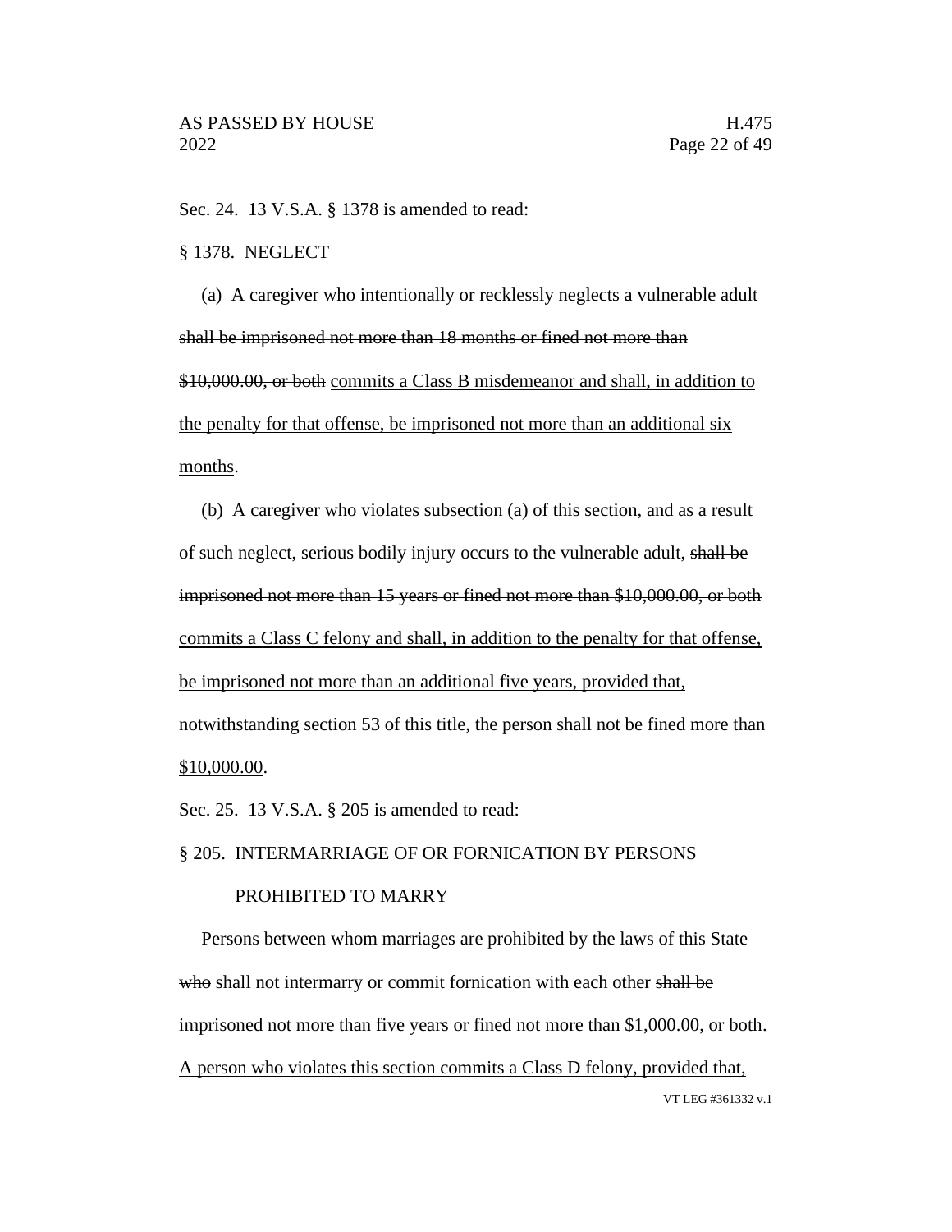Sec. 24. 13 V.S.A. § 1378 is amended to read:

§ 1378. NEGLECT

(a) A caregiver who intentionally or recklessly neglects a vulnerable adult ~~shall be imprisoned not more than 18 months or fined not more than $10,000.00, or both~~ <u>commits a Class B misdemeanor and shall, in addition to the penalty for that offense, be imprisoned not more than an additional six months</u>.

(b) A caregiver who violates subsection (a) of this section, and as a result of such neglect, serious bodily injury occurs to the vulnerable adult, ~~shall be imprisoned not more than 15 years or fined not more than $10,000.00, or both~~ <u>commits a Class C felony and shall, in addition to the penalty for that offense, be imprisoned not more than an additional five years, provided that, notwithstanding section 53 of this title, the person shall not be fined more than $10,000.00</u>.

Sec. 25. 13 V.S.A. § 205 is amended to read:

§ 205. INTERMARRIAGE OF OR FORNICATION BY PERSONS PROHIBITED TO MARRY

Persons between whom marriages are prohibited by the laws of this State ~~who~~ <u>shall not</u> intermarry or commit fornication with each other ~~shall be imprisoned not more than five years or fined not more than $1,000.00, or both~~. <u>A person who violates this section commits a Class D felony, provided that,</u>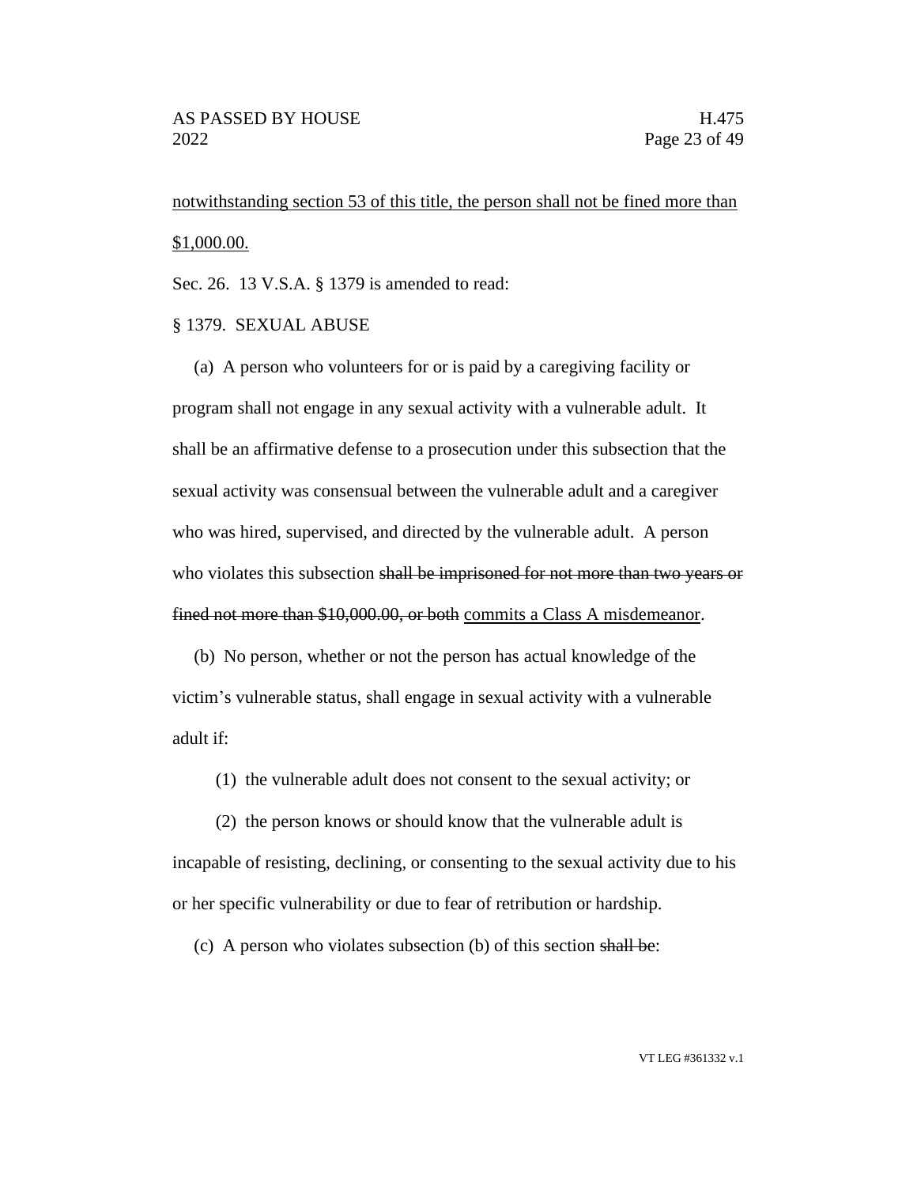notwithstanding section 53 of this title, the person shall not be fined more than $1,000.00.

Sec. 26. 13 V.S.A. § 1379 is amended to read:

§ 1379. SEXUAL ABUSE

(a) A person who volunteers for or is paid by a caregiving facility or program shall not engage in any sexual activity with a vulnerable adult. It shall be an affirmative defense to a prosecution under this subsection that the sexual activity was consensual between the vulnerable adult and a caregiver who was hired, supervised, and directed by the vulnerable adult. A person who violates this subsection ~~shall be imprisoned for not more than two years or fined not more than $10,000.00, or both~~ commits a Class A misdemeanor.

(b) No person, whether or not the person has actual knowledge of the victim's vulnerable status, shall engage in sexual activity with a vulnerable adult if:

(1) the vulnerable adult does not consent to the sexual activity; or

(2) the person knows or should know that the vulnerable adult is incapable of resisting, declining, or consenting to the sexual activity due to his or her specific vulnerability or due to fear of retribution or hardship.

(c) A person who violates subsection (b) of this section ~~shall be~~: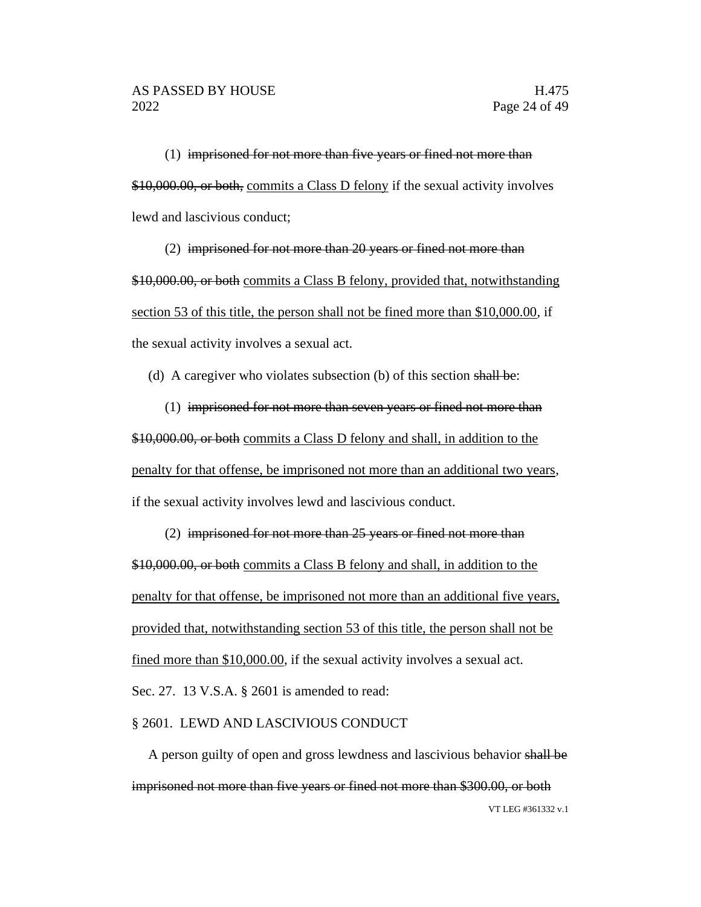(1) ~~imprisoned for not more than five years or fined not more than $10,000.00, or both,~~ commits a Class D felony if the sexual activity involves lewd and lascivious conduct;

(2) ~~imprisoned for not more than 20 years or fined not more than $10,000.00, or both~~ commits a Class B felony, provided that, notwithstanding section 53 of this title, the person shall not be fined more than $10,000.00, if the sexual activity involves a sexual act.

(d) A caregiver who violates subsection (b) of this section ~~shall be~~:

(1) ~~imprisoned for not more than seven years or fined not more than $10,000.00, or both~~ commits a Class D felony and shall, in addition to the penalty for that offense, be imprisoned not more than an additional two years, if the sexual activity involves lewd and lascivious conduct.

(2) ~~imprisoned for not more than 25 years or fined not more than $10,000.00, or both~~ commits a Class B felony and shall, in addition to the penalty for that offense, be imprisoned not more than an additional five years, provided that, notwithstanding section 53 of this title, the person shall not be fined more than $10,000.00, if the sexual activity involves a sexual act.

Sec. 27. 13 V.S.A. § 2601 is amended to read:

§ 2601. LEWD AND LASCIVIOUS CONDUCT

A person guilty of open and gross lewdness and lascivious behavior ~~shall be imprisoned not more than five years or fined not more than $300.00, or both~~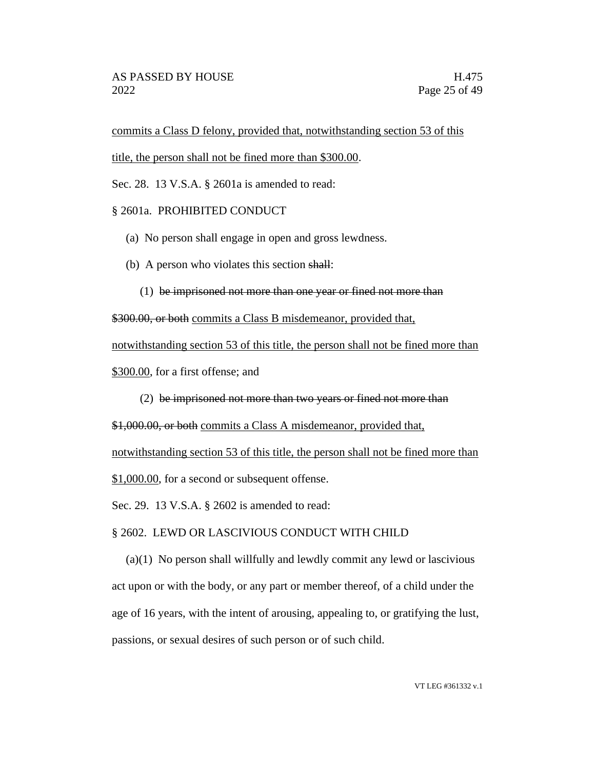commits a Class D felony, provided that, notwithstanding section 53 of this title, the person shall not be fined more than $300.00.

Sec. 28. 13 V.S.A. § 2601a is amended to read:

§ 2601a. PROHIBITED CONDUCT

(a) No person shall engage in open and gross lewdness.

(b) A person who violates this section ~~shall~~:

(1) ~~be imprisoned not more than one year or fined not more than $300.00, or both~~ commits a Class B misdemeanor, provided that, notwithstanding section 53 of this title, the person shall not be fined more than $300.00, for a first offense; and

(2) ~~be imprisoned not more than two years or fined not more than $1,000.00, or both~~ commits a Class A misdemeanor, provided that, notwithstanding section 53 of this title, the person shall not be fined more than $1,000.00, for a second or subsequent offense.

Sec. 29. 13 V.S.A. § 2602 is amended to read:

§ 2602. LEWD OR LASCIVIOUS CONDUCT WITH CHILD

(a)(1) No person shall willfully and lewdly commit any lewd or lascivious act upon or with the body, or any part or member thereof, of a child under the age of 16 years, with the intent of arousing, appealing to, or gratifying the lust, passions, or sexual desires of such person or of such child.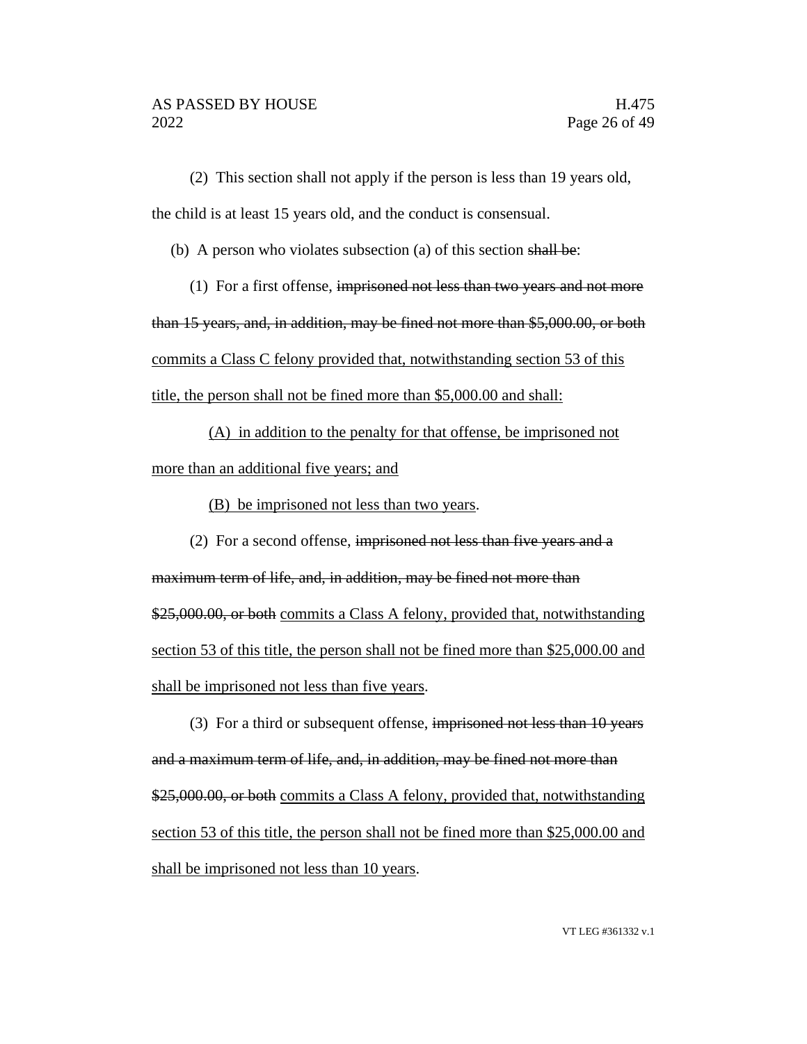(2) This section shall not apply if the person is less than 19 years old, the child is at least 15 years old, and the conduct is consensual.

(b) A person who violates subsection (a) of this section ~~shall be~~:

(1) For a first offense, ~~imprisoned not less than two years and not more than 15 years, and, in addition, may be fined not more than $5,000.00, or both~~ commits a Class C felony provided that, notwithstanding section 53 of this title, the person shall not be fined more than $5,000.00 and shall:

(A) in addition to the penalty for that offense, be imprisoned not more than an additional five years; and

(B) be imprisoned not less than two years.

(2) For a second offense, ~~imprisoned not less than five years and a maximum term of life, and, in addition, may be fined not more than $25,000.00, or both~~ commits a Class A felony, provided that, notwithstanding section 53 of this title, the person shall not be fined more than $25,000.00 and shall be imprisoned not less than five years.

(3) For a third or subsequent offense, ~~imprisoned not less than 10 years and a maximum term of life, and, in addition, may be fined not more than $25,000.00, or both~~ commits a Class A felony, provided that, notwithstanding section 53 of this title, the person shall not be fined more than $25,000.00 and shall be imprisoned not less than 10 years.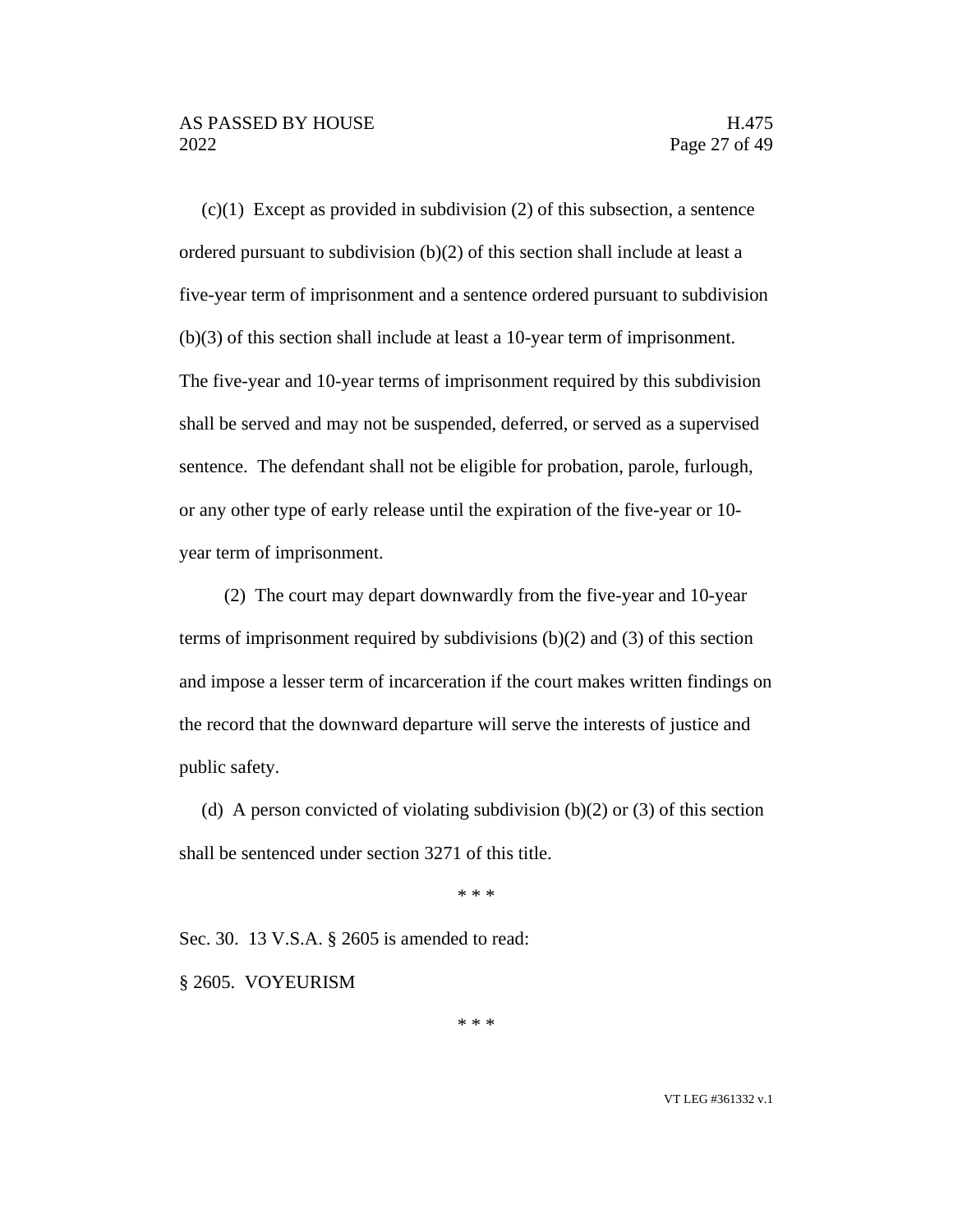(c)(1) Except as provided in subdivision (2) of this subsection, a sentence ordered pursuant to subdivision (b)(2) of this section shall include at least a five-year term of imprisonment and a sentence ordered pursuant to subdivision (b)(3) of this section shall include at least a 10-year term of imprisonment. The five-year and 10-year terms of imprisonment required by this subdivision shall be served and may not be suspended, deferred, or served as a supervised sentence. The defendant shall not be eligible for probation, parole, furlough, or any other type of early release until the expiration of the five-year or 10-year term of imprisonment.

(2) The court may depart downwardly from the five-year and 10-year terms of imprisonment required by subdivisions (b)(2) and (3) of this section and impose a lesser term of incarceration if the court makes written findings on the record that the downward departure will serve the interests of justice and public safety.

(d) A person convicted of violating subdivision (b)(2) or (3) of this section shall be sentenced under section 3271 of this title.

\* \* \*

Sec. 30. 13 V.S.A. § 2605 is amended to read:

§ 2605. VOYEURISM

\* \* \*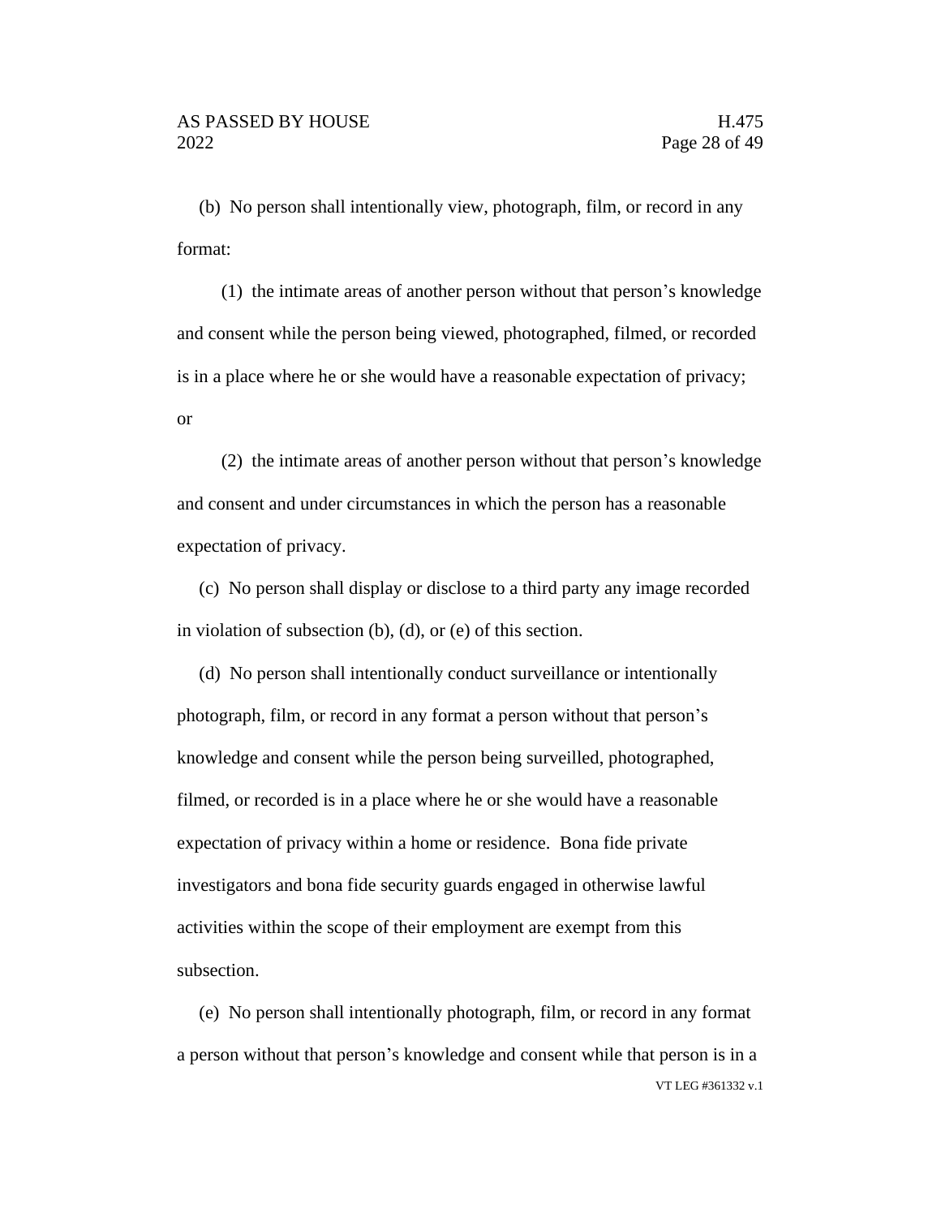(b) No person shall intentionally view, photograph, film, or record in any format:

(1) the intimate areas of another person without that person's knowledge and consent while the person being viewed, photographed, filmed, or recorded is in a place where he or she would have a reasonable expectation of privacy; or

(2) the intimate areas of another person without that person's knowledge and consent and under circumstances in which the person has a reasonable expectation of privacy.

(c) No person shall display or disclose to a third party any image recorded in violation of subsection (b), (d), or (e) of this section.

(d) No person shall intentionally conduct surveillance or intentionally photograph, film, or record in any format a person without that person's knowledge and consent while the person being surveilled, photographed, filmed, or recorded is in a place where he or she would have a reasonable expectation of privacy within a home or residence. Bona fide private investigators and bona fide security guards engaged in otherwise lawful activities within the scope of their employment are exempt from this subsection.

(e) No person shall intentionally photograph, film, or record in any format a person without that person's knowledge and consent while that person is in a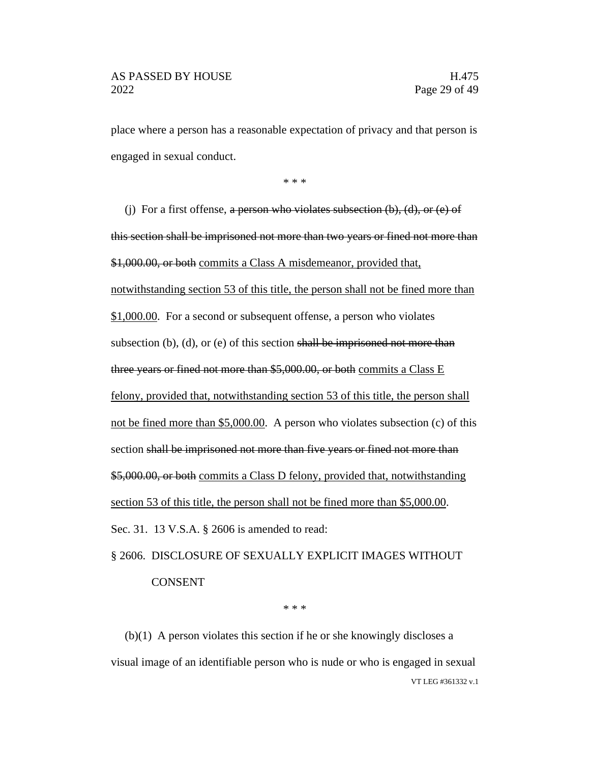place where a person has a reasonable expectation of privacy and that person is engaged in sexual conduct.

\* \* \*

(j) For a first offense, ~~a person who violates subsection (b), (d), or (e) of this section shall be imprisoned not more than two years or fined not more than $1,000.00, or both~~ <u>commits a Class A misdemeanor, provided that, notwithstanding section 53 of this title, the person shall not be fined more than $1,000.00</u>. For a second or subsequent offense, a person who violates subsection (b), (d), or (e) of this section ~~shall be imprisoned not more than three years or fined not more than $5,000.00, or both~~ <u>commits a Class E felony, provided that, notwithstanding section 53 of this title, the person shall not be fined more than $5,000.00</u>. A person who violates subsection (c) of this section ~~shall be imprisoned not more than five years or fined not more than $5,000.00, or both~~ <u>commits a Class D felony, provided that, notwithstanding section 53 of this title, the person shall not be fined more than $5,000.00</u>.

Sec. 31. 13 V.S.A. § 2606 is amended to read:

§ 2606. DISCLOSURE OF SEXUALLY EXPLICIT IMAGES WITHOUT CONSENT

\* \* \*

(b)(1) A person violates this section if he or she knowingly discloses a visual image of an identifiable person who is nude or who is engaged in sexual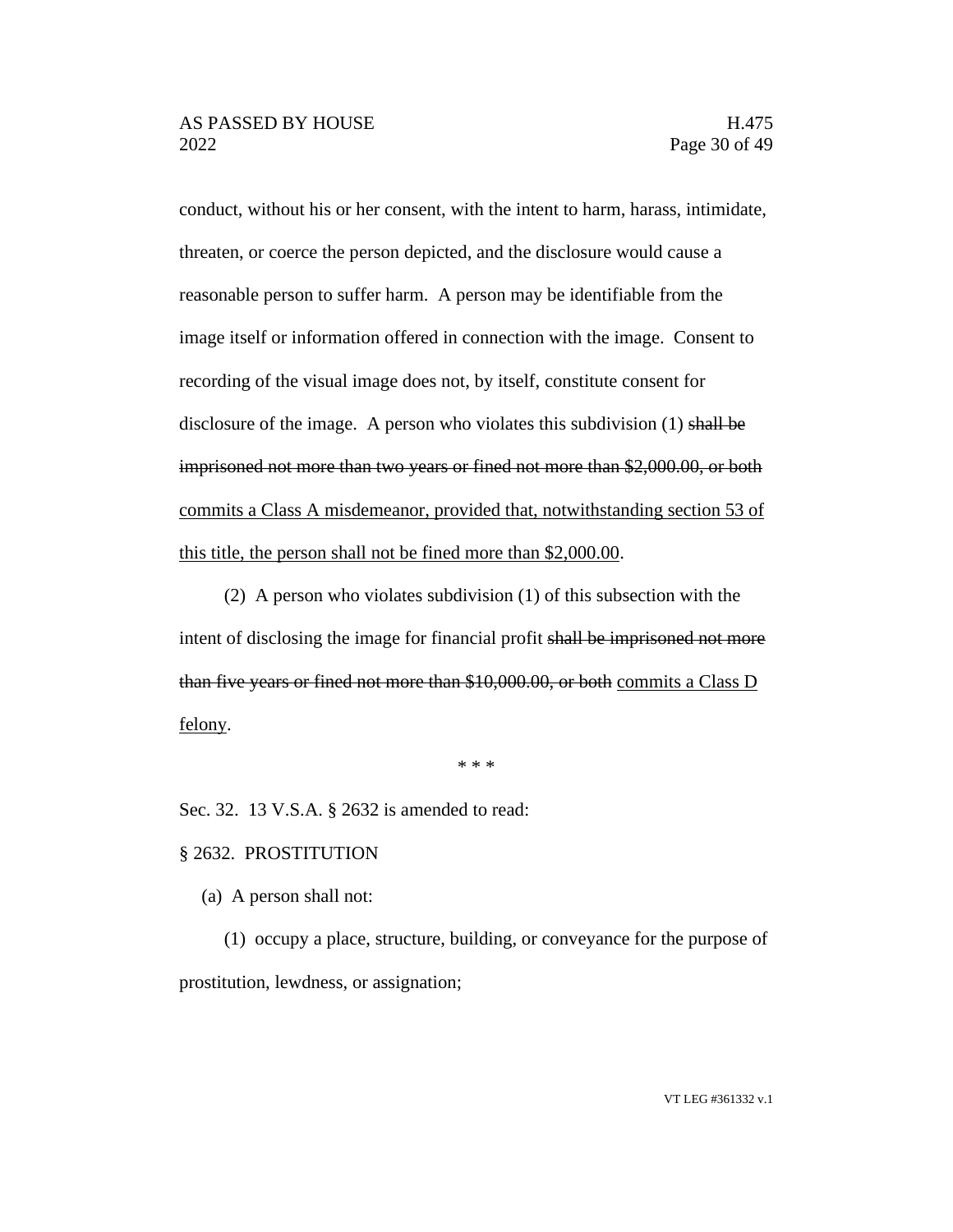conduct, without his or her consent, with the intent to harm, harass, intimidate, threaten, or coerce the person depicted, and the disclosure would cause a reasonable person to suffer harm. A person may be identifiable from the image itself or information offered in connection with the image. Consent to recording of the visual image does not, by itself, constitute consent for disclosure of the image. A person who violates this subdivision (1) ~~shall be imprisoned not more than two years or fined not more than $2,000.00, or both~~ <u>commits a Class A misdemeanor, provided that, notwithstanding section 53 of this title, the person shall not be fined more than $2,000.00</u>.

(2) A person who violates subdivision (1) of this subsection with the intent of disclosing the image for financial profit ~~shall be imprisoned not more than five years or fined not more than $10,000.00, or both~~ <u>commits a Class D felony</u>.

\* \* \*

Sec. 32. 13 V.S.A. § 2632 is amended to read:

§ 2632. PROSTITUTION

(a) A person shall not:

(1) occupy a place, structure, building, or conveyance for the purpose of prostitution, lewdness, or assignation;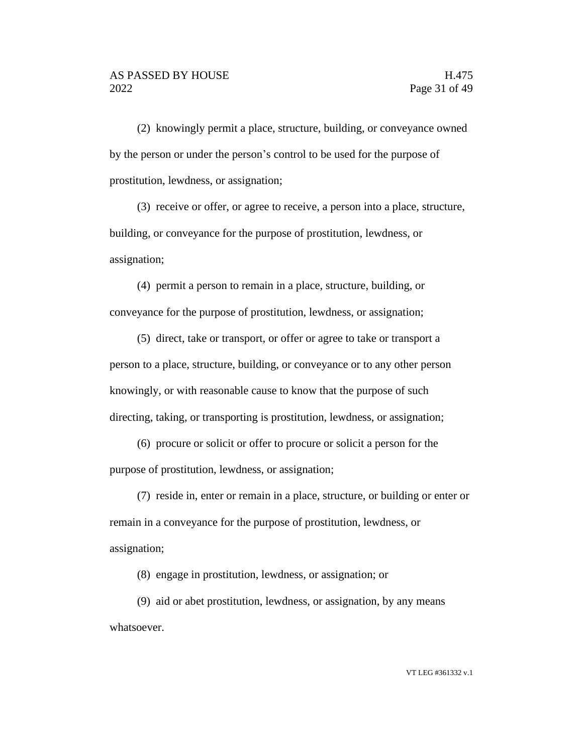(2) knowingly permit a place, structure, building, or conveyance owned by the person or under the person's control to be used for the purpose of prostitution, lewdness, or assignation;

(3) receive or offer, or agree to receive, a person into a place, structure, building, or conveyance for the purpose of prostitution, lewdness, or assignation;

(4) permit a person to remain in a place, structure, building, or conveyance for the purpose of prostitution, lewdness, or assignation;

(5) direct, take or transport, or offer or agree to take or transport a person to a place, structure, building, or conveyance or to any other person knowingly, or with reasonable cause to know that the purpose of such directing, taking, or transporting is prostitution, lewdness, or assignation;

(6) procure or solicit or offer to procure or solicit a person for the purpose of prostitution, lewdness, or assignation;

(7) reside in, enter or remain in a place, structure, or building or enter or remain in a conveyance for the purpose of prostitution, lewdness, or assignation;

(8) engage in prostitution, lewdness, or assignation; or

(9) aid or abet prostitution, lewdness, or assignation, by any means whatsoever.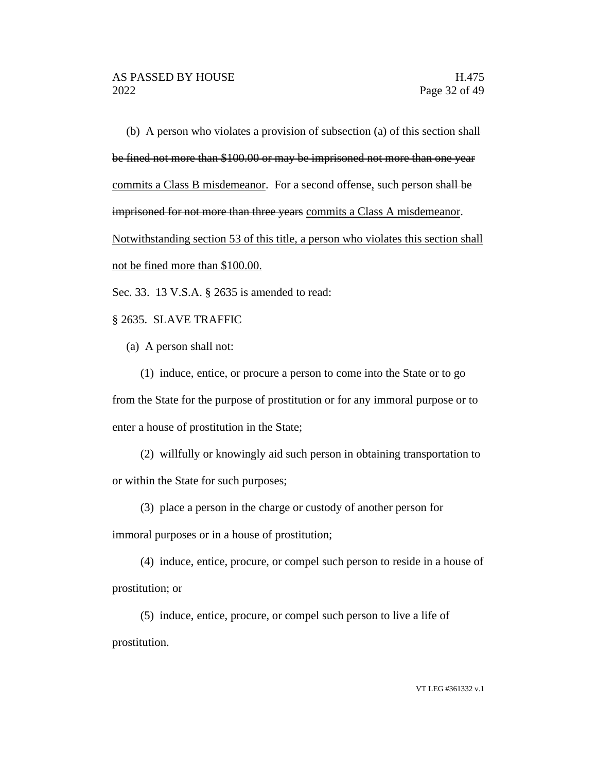(b) A person who violates a provision of subsection (a) of this section ~~shall be fined not more than $100.00 or may be imprisoned not more than one year~~ <u>commits a Class B misdemeanor</u>. For a second offense<u>,</u> such person ~~shall be imprisoned for not more than three years~~ <u>commits a Class A misdemeanor</u>. <u>Notwithstanding section 53 of this title, a person who violates this section shall not be fined more than $100.00.</u>

Sec. 33. 13 V.S.A. § 2635 is amended to read:

§ 2635. SLAVE TRAFFIC

(a) A person shall not:

(1) induce, entice, or procure a person to come into the State or to go from the State for the purpose of prostitution or for any immoral purpose or to enter a house of prostitution in the State;

(2) willfully or knowingly aid such person in obtaining transportation to or within the State for such purposes;

(3) place a person in the charge or custody of another person for immoral purposes or in a house of prostitution;

(4) induce, entice, procure, or compel such person to reside in a house of prostitution; or

(5) induce, entice, procure, or compel such person to live a life of prostitution.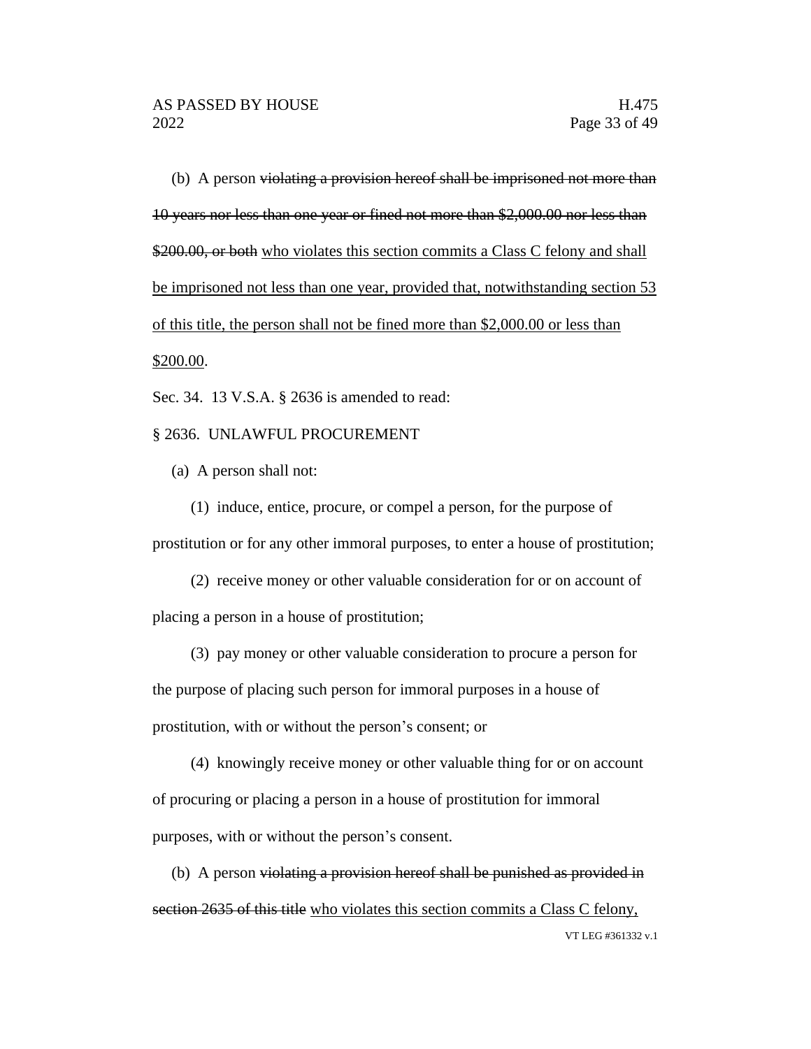(b) A person ~~violating a provision hereof shall be imprisoned not more than 10 years nor less than one year or fined not more than $2,000.00 nor less than $200.00, or both~~ <u>who violates this section commits a Class C felony and shall be imprisoned not less than one year, provided that, notwithstanding section 53 of this title, the person shall not be fined more than $2,000.00 or less than $200.00</u>.

Sec. 34. 13 V.S.A. § 2636 is amended to read:

§ 2636. UNLAWFUL PROCUREMENT

(a) A person shall not:

(1) induce, entice, procure, or compel a person, for the purpose of prostitution or for any other immoral purposes, to enter a house of prostitution;

(2) receive money or other valuable consideration for or on account of placing a person in a house of prostitution;

(3) pay money or other valuable consideration to procure a person for the purpose of placing such person for immoral purposes in a house of prostitution, with or without the person's consent; or

(4) knowingly receive money or other valuable thing for or on account of procuring or placing a person in a house of prostitution for immoral purposes, with or without the person's consent.

(b) A person ~~violating a provision hereof shall be punished as provided in section 2635 of this title~~ <u>who violates this section commits a Class C felony,</u>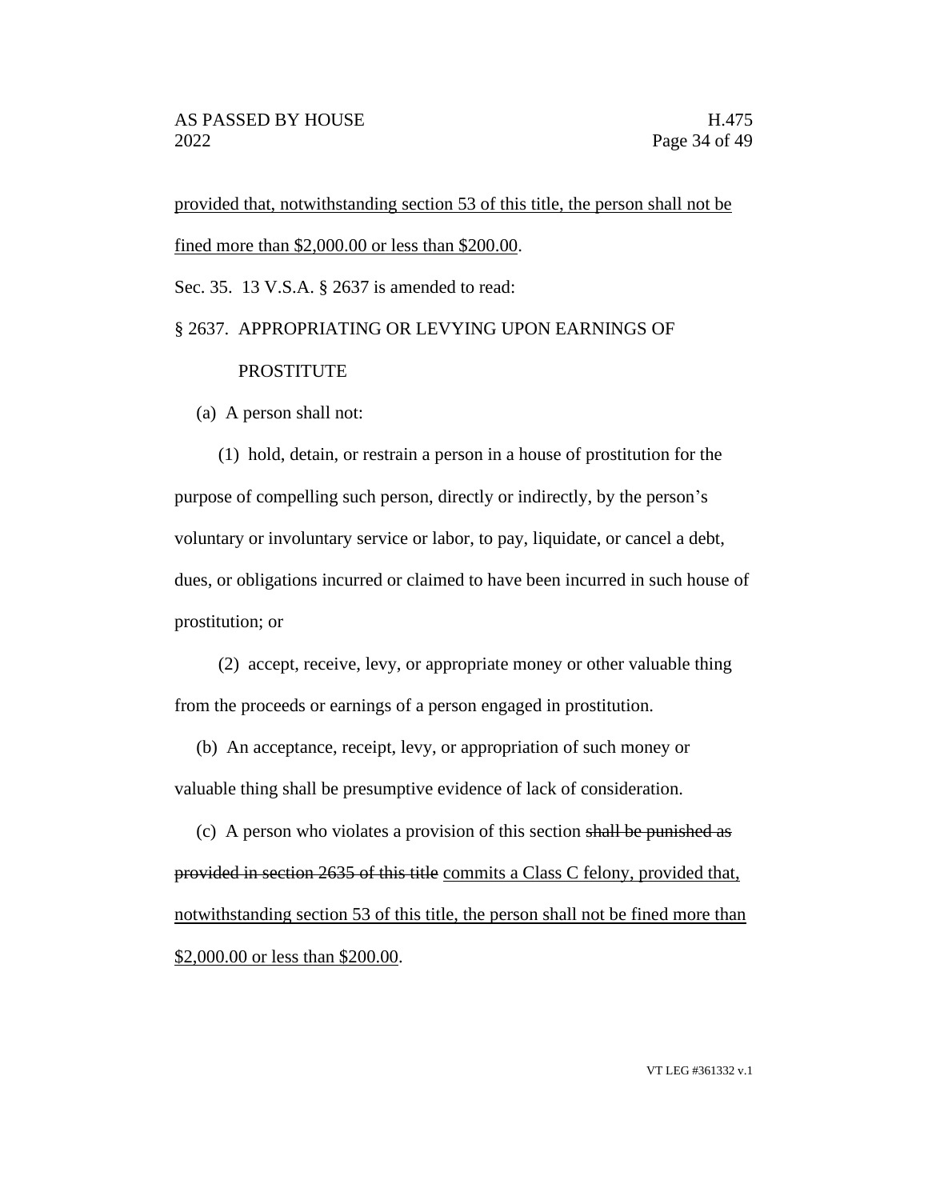provided that, notwithstanding section 53 of this title, the person shall not be fined more than $2,000.00 or less than $200.00.

Sec. 35. 13 V.S.A. § 2637 is amended to read:

§ 2637. APPROPRIATING OR LEVYING UPON EARNINGS OF PROSTITUTE

(a) A person shall not:

(1) hold, detain, or restrain a person in a house of prostitution for the purpose of compelling such person, directly or indirectly, by the person's voluntary or involuntary service or labor, to pay, liquidate, or cancel a debt, dues, or obligations incurred or claimed to have been incurred in such house of prostitution; or

(2) accept, receive, levy, or appropriate money or other valuable thing from the proceeds or earnings of a person engaged in prostitution.

(b) An acceptance, receipt, levy, or appropriation of such money or valuable thing shall be presumptive evidence of lack of consideration.

(c) A person who violates a provision of this section ~~shall be punished as provided in section 2635 of this title~~ commits a Class C felony, provided that, notwithstanding section 53 of this title, the person shall not be fined more than $2,000.00 or less than $200.00.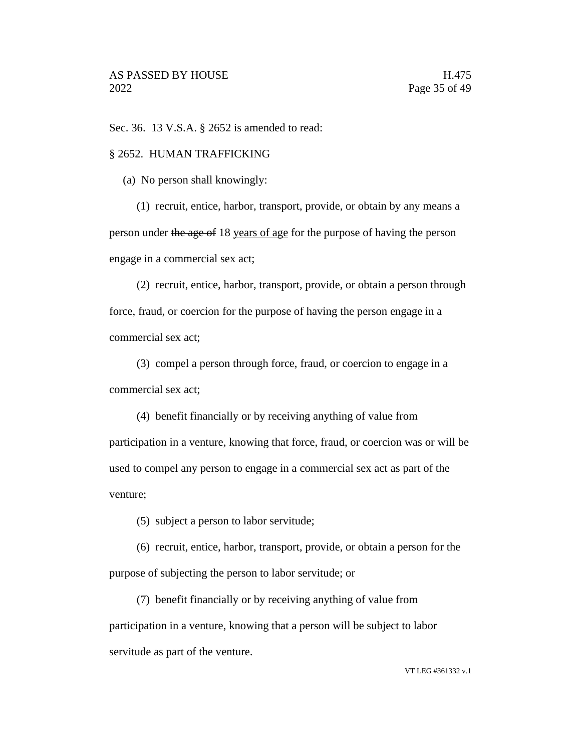Sec. 36. 13 V.S.A. § 2652 is amended to read:

§ 2652. HUMAN TRAFFICKING

(a) No person shall knowingly:

(1) recruit, entice, harbor, transport, provide, or obtain by any means a person under ~~the age of~~ 18 <u>years of age</u> for the purpose of having the person engage in a commercial sex act;

(2) recruit, entice, harbor, transport, provide, or obtain a person through force, fraud, or coercion for the purpose of having the person engage in a commercial sex act;

(3) compel a person through force, fraud, or coercion to engage in a commercial sex act;

(4) benefit financially or by receiving anything of value from participation in a venture, knowing that force, fraud, or coercion was or will be used to compel any person to engage in a commercial sex act as part of the venture;

(5) subject a person to labor servitude;

(6) recruit, entice, harbor, transport, provide, or obtain a person for the purpose of subjecting the person to labor servitude; or

(7) benefit financially or by receiving anything of value from participation in a venture, knowing that a person will be subject to labor servitude as part of the venture.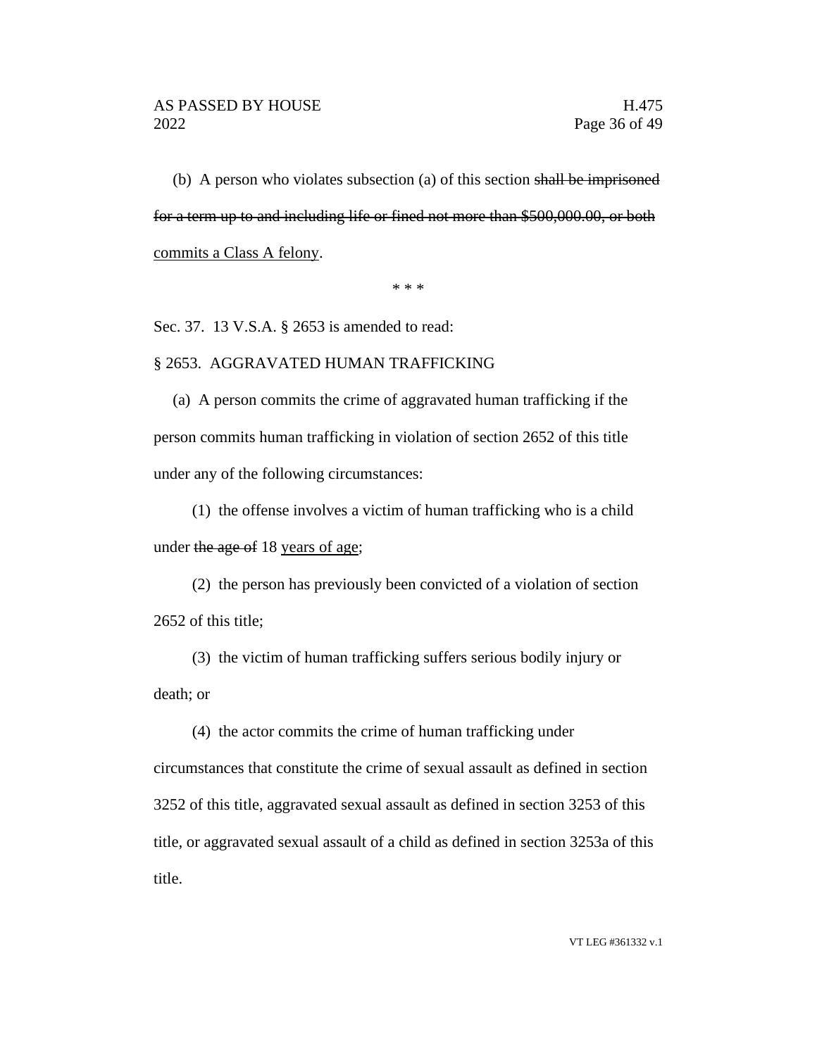(b) A person who violates subsection (a) of this section ~~shall be imprisoned for a term up to and including life or fined not more than $500,000.00, or both~~ <u>commits a Class A felony</u>.

\* \* \*

Sec. 37. 13 V.S.A. § 2653 is amended to read:

§ 2653. AGGRAVATED HUMAN TRAFFICKING

(a) A person commits the crime of aggravated human trafficking if the person commits human trafficking in violation of section 2652 of this title under any of the following circumstances:

(1) the offense involves a victim of human trafficking who is a child under ~~the age of~~ 18 <u>years of age</u>;

(2) the person has previously been convicted of a violation of section 2652 of this title;

(3) the victim of human trafficking suffers serious bodily injury or death; or

(4) the actor commits the crime of human trafficking under circumstances that constitute the crime of sexual assault as defined in section 3252 of this title, aggravated sexual assault as defined in section 3253 of this title, or aggravated sexual assault of a child as defined in section 3253a of this title.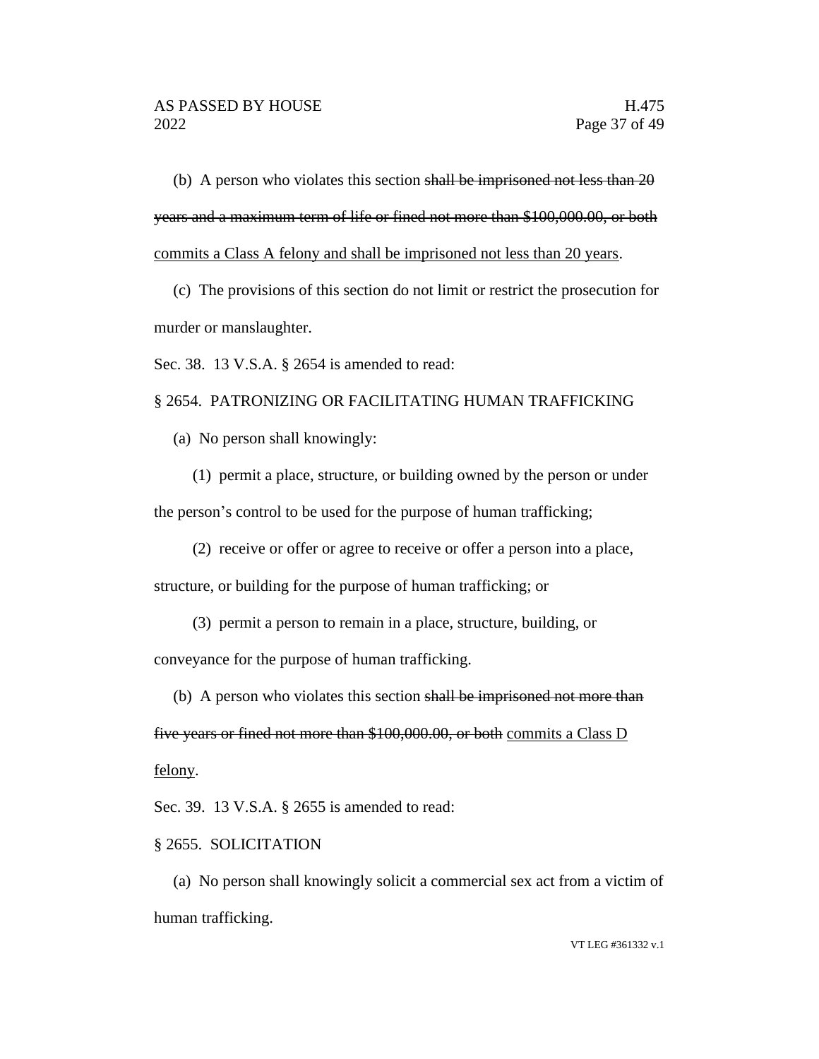(b) A person who violates this section ~~shall be imprisoned not less than 20 years and a maximum term of life or fined not more than $100,000.00, or both~~ <u>commits a Class A felony and shall be imprisoned not less than 20 years</u>.

(c) The provisions of this section do not limit or restrict the prosecution for murder or manslaughter.

Sec. 38. 13 V.S.A. § 2654 is amended to read:

§ 2654. PATRONIZING OR FACILITATING HUMAN TRAFFICKING

(a) No person shall knowingly:

(1) permit a place, structure, or building owned by the person or under the person's control to be used for the purpose of human trafficking;

(2) receive or offer or agree to receive or offer a person into a place, structure, or building for the purpose of human trafficking; or

(3) permit a person to remain in a place, structure, building, or conveyance for the purpose of human trafficking.

(b) A person who violates this section ~~shall be imprisoned not more than five years or fined not more than $100,000.00, or both~~ <u>commits a Class D felony</u>.

Sec. 39. 13 V.S.A. § 2655 is amended to read:

§ 2655. SOLICITATION

(a) No person shall knowingly solicit a commercial sex act from a victim of human trafficking.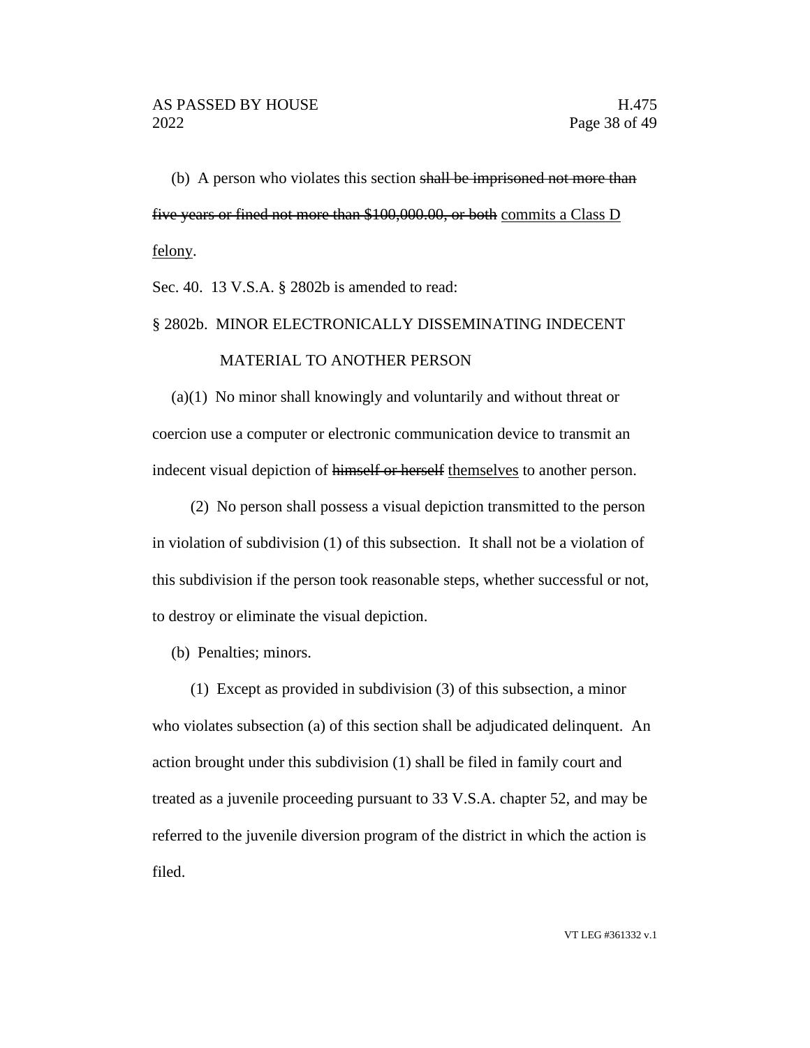(b) A person who violates this section ~~shall be imprisoned not more than five years or fined not more than $100,000.00, or both~~ <u>commits a Class D felony</u>.

Sec. 40. 13 V.S.A. § 2802b is amended to read:

§ 2802b. MINOR ELECTRONICALLY DISSEMINATING INDECENT MATERIAL TO ANOTHER PERSON

(a)(1) No minor shall knowingly and voluntarily and without threat or coercion use a computer or electronic communication device to transmit an indecent visual depiction of ~~himself or herself~~ <u>themselves</u> to another person.

(2) No person shall possess a visual depiction transmitted to the person in violation of subdivision (1) of this subsection. It shall not be a violation of this subdivision if the person took reasonable steps, whether successful or not, to destroy or eliminate the visual depiction.

(b) Penalties; minors.

(1) Except as provided in subdivision (3) of this subsection, a minor who violates subsection (a) of this section shall be adjudicated delinquent. An action brought under this subdivision (1) shall be filed in family court and treated as a juvenile proceeding pursuant to 33 V.S.A. chapter 52, and may be referred to the juvenile diversion program of the district in which the action is filed.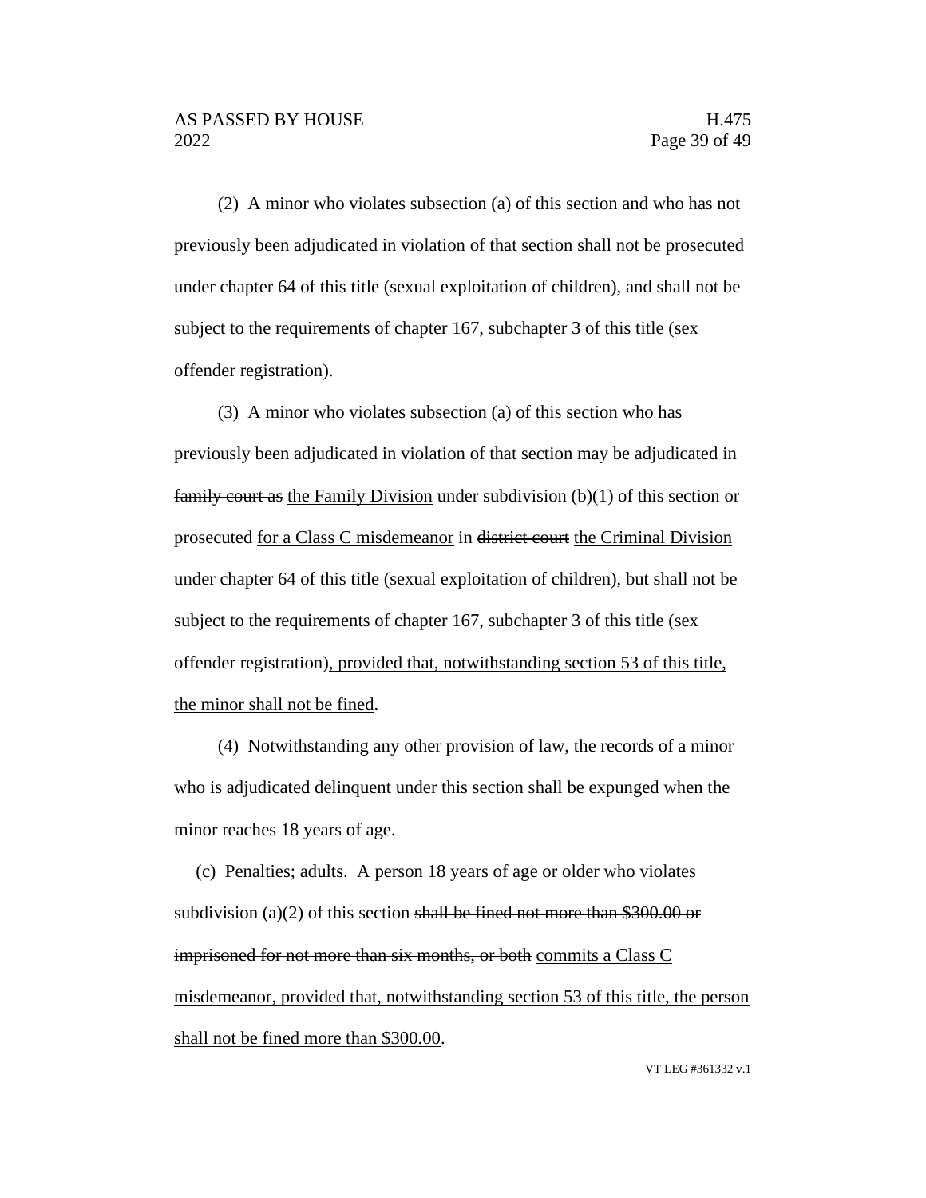(2) A minor who violates subsection (a) of this section and who has not previously been adjudicated in violation of that section shall not be prosecuted under chapter 64 of this title (sexual exploitation of children), and shall not be subject to the requirements of chapter 167, subchapter 3 of this title (sex offender registration).

(3) A minor who violates subsection (a) of this section who has previously been adjudicated in violation of that section may be adjudicated in ~~family court as~~ <u>the Family Division</u> under subdivision (b)(1) of this section or prosecuted <u>for a Class C misdemeanor</u> in ~~district court~~ <u>the Criminal Division</u> under chapter 64 of this title (sexual exploitation of children), but shall not be subject to the requirements of chapter 167, subchapter 3 of this title (sex offender registration)<u>, provided that, notwithstanding section 53 of this title, the minor shall not be fined</u>.

(4) Notwithstanding any other provision of law, the records of a minor who is adjudicated delinquent under this section shall be expunged when the minor reaches 18 years of age.

(c) Penalties; adults. A person 18 years of age or older who violates subdivision (a)(2) of this section ~~shall be fined not more than $300.00 or imprisoned for not more than six months, or both~~ <u>commits a Class C misdemeanor, provided that, notwithstanding section 53 of this title, the person shall not be fined more than $300.00</u>.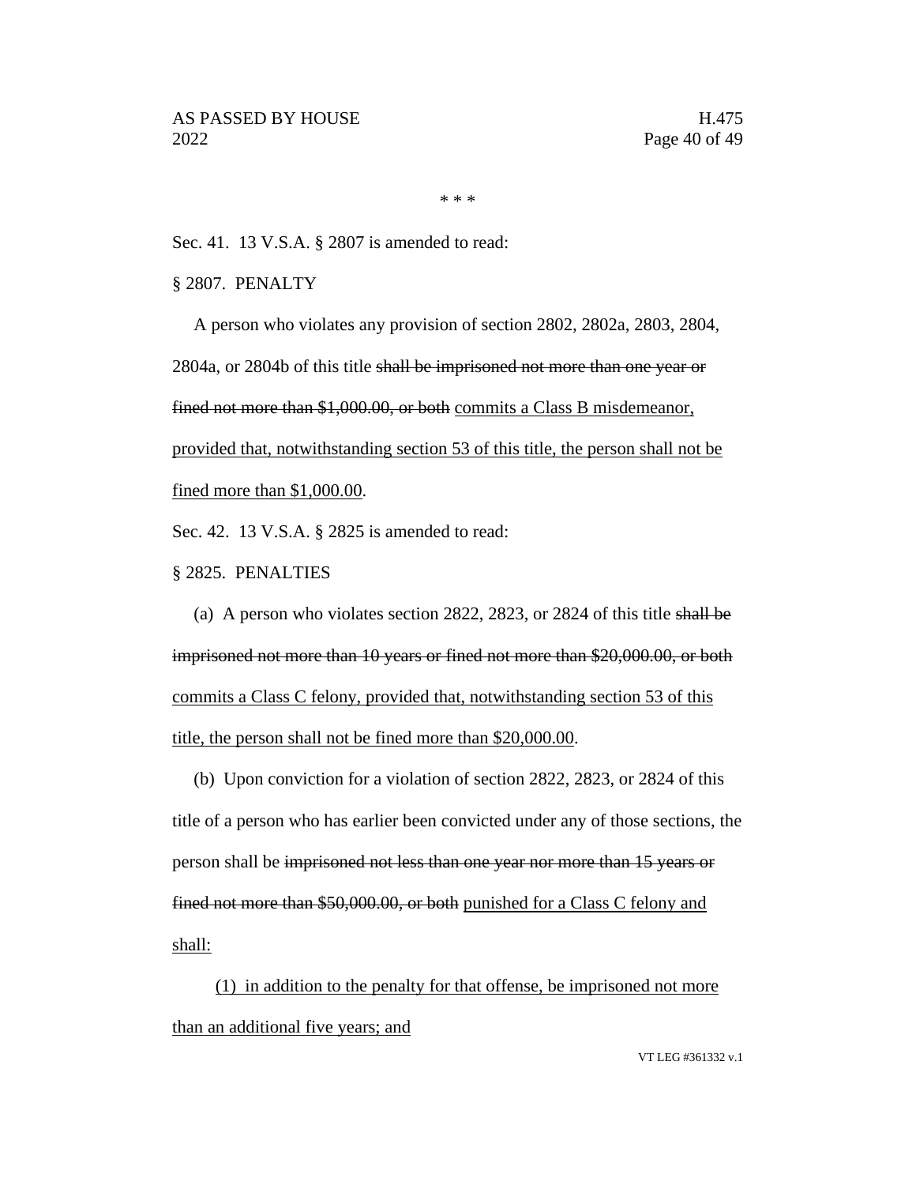\* \* \*

Sec. 41. 13 V.S.A. § 2807 is amended to read:

§ 2807. PENALTY

A person who violates any provision of section 2802, 2802a, 2803, 2804, 2804a, or 2804b of this title ~~shall be imprisoned not more than one year or fined not more than $1,000.00, or both~~ <u>commits a Class B misdemeanor, provided that, notwithstanding section 53 of this title, the person shall not be fined more than $1,000.00</u>.

Sec. 42. 13 V.S.A. § 2825 is amended to read:

§ 2825. PENALTIES

(a) A person who violates section 2822, 2823, or 2824 of this title ~~shall be imprisoned not more than 10 years or fined not more than $20,000.00, or both~~ <u>commits a Class C felony, provided that, notwithstanding section 53 of this title, the person shall not be fined more than $20,000.00</u>.

(b) Upon conviction for a violation of section 2822, 2823, or 2824 of this title of a person who has earlier been convicted under any of those sections, the person shall be ~~imprisoned not less than one year nor more than 15 years or fined not more than $50,000.00, or both~~ <u>punished for a Class C felony and shall:</u>

<u>(1) in addition to the penalty for that offense, be imprisoned not more than an additional five years; and</u>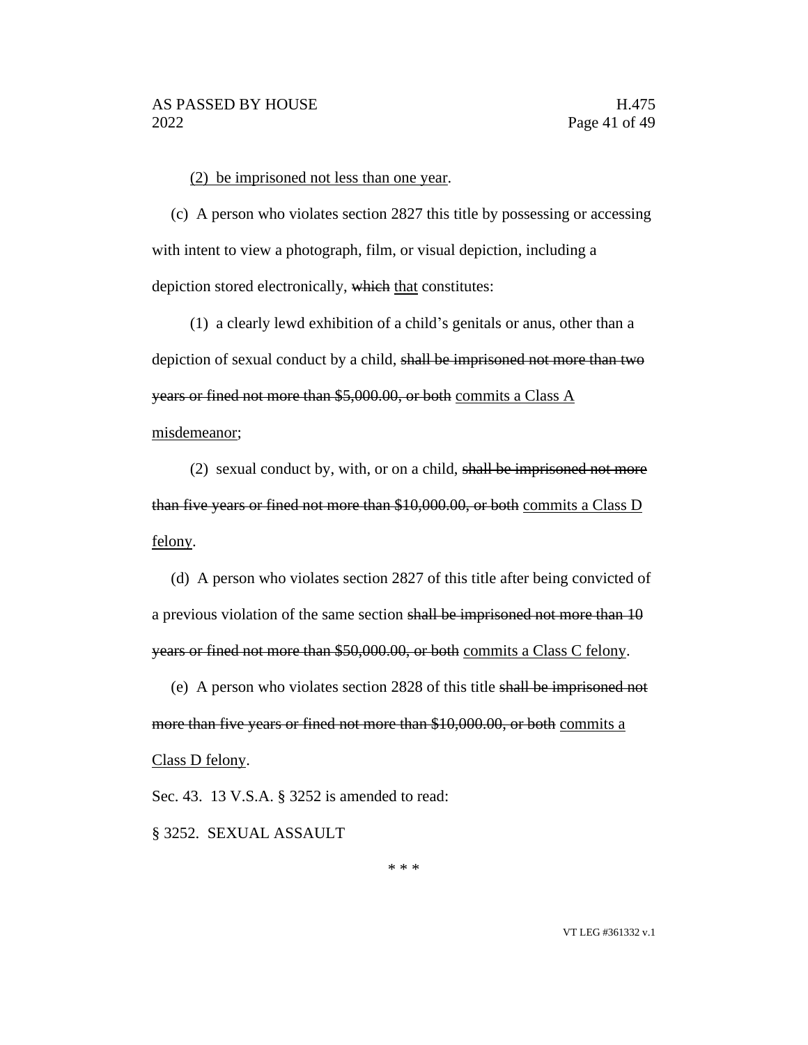(2) be imprisoned not less than one year.

(c) A person who violates section 2827 this title by possessing or accessing with intent to view a photograph, film, or visual depiction, including a depiction stored electronically, ~~which~~ that constitutes:

(1) a clearly lewd exhibition of a child's genitals or anus, other than a depiction of sexual conduct by a child, ~~shall be imprisoned not more than two years or fined not more than $5,000.00, or both~~ commits a Class A misdemeanor;

(2) sexual conduct by, with, or on a child, ~~shall be imprisoned not more than five years or fined not more than $10,000.00, or both~~ commits a Class D felony.

(d) A person who violates section 2827 of this title after being convicted of a previous violation of the same section ~~shall be imprisoned not more than 10 years or fined not more than $50,000.00, or both~~ commits a Class C felony.

(e) A person who violates section 2828 of this title ~~shall be imprisoned not more than five years or fined not more than $10,000.00, or both~~ commits a Class D felony.

Sec. 43. 13 V.S.A. § 3252 is amended to read:

§ 3252. SEXUAL ASSAULT

\* \* \*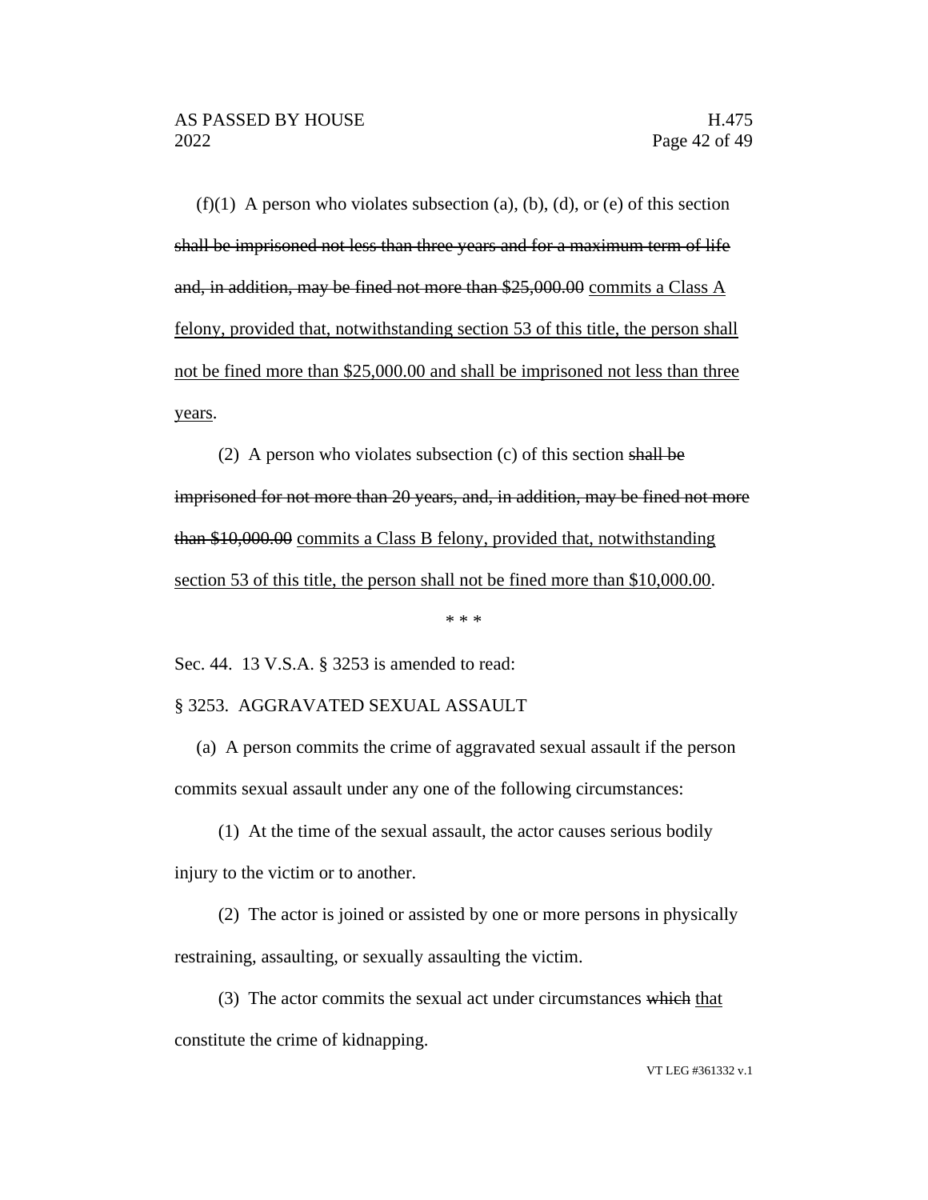(f)(1) A person who violates subsection (a), (b), (d), or (e) of this section ~~shall be imprisoned not less than three years and for a maximum term of life and, in addition, may be fined not more than $25,000.00~~ <u>commits a Class A felony, provided that, notwithstanding section 53 of this title, the person shall not be fined more than $25,000.00 and shall be imprisoned not less than three years</u>.

(2) A person who violates subsection (c) of this section ~~shall be imprisoned for not more than 20 years, and, in addition, may be fined not more than $10,000.00~~ <u>commits a Class B felony, provided that, notwithstanding section 53 of this title, the person shall not be fined more than $10,000.00</u>.

\* \* \*

Sec. 44. 13 V.S.A. § 3253 is amended to read:

§ 3253. AGGRAVATED SEXUAL ASSAULT

(a) A person commits the crime of aggravated sexual assault if the person commits sexual assault under any one of the following circumstances:

(1) At the time of the sexual assault, the actor causes serious bodily injury to the victim or to another.

(2) The actor is joined or assisted by one or more persons in physically restraining, assaulting, or sexually assaulting the victim.

(3) The actor commits the sexual act under circumstances ~~which~~ <u>that</u> constitute the crime of kidnapping.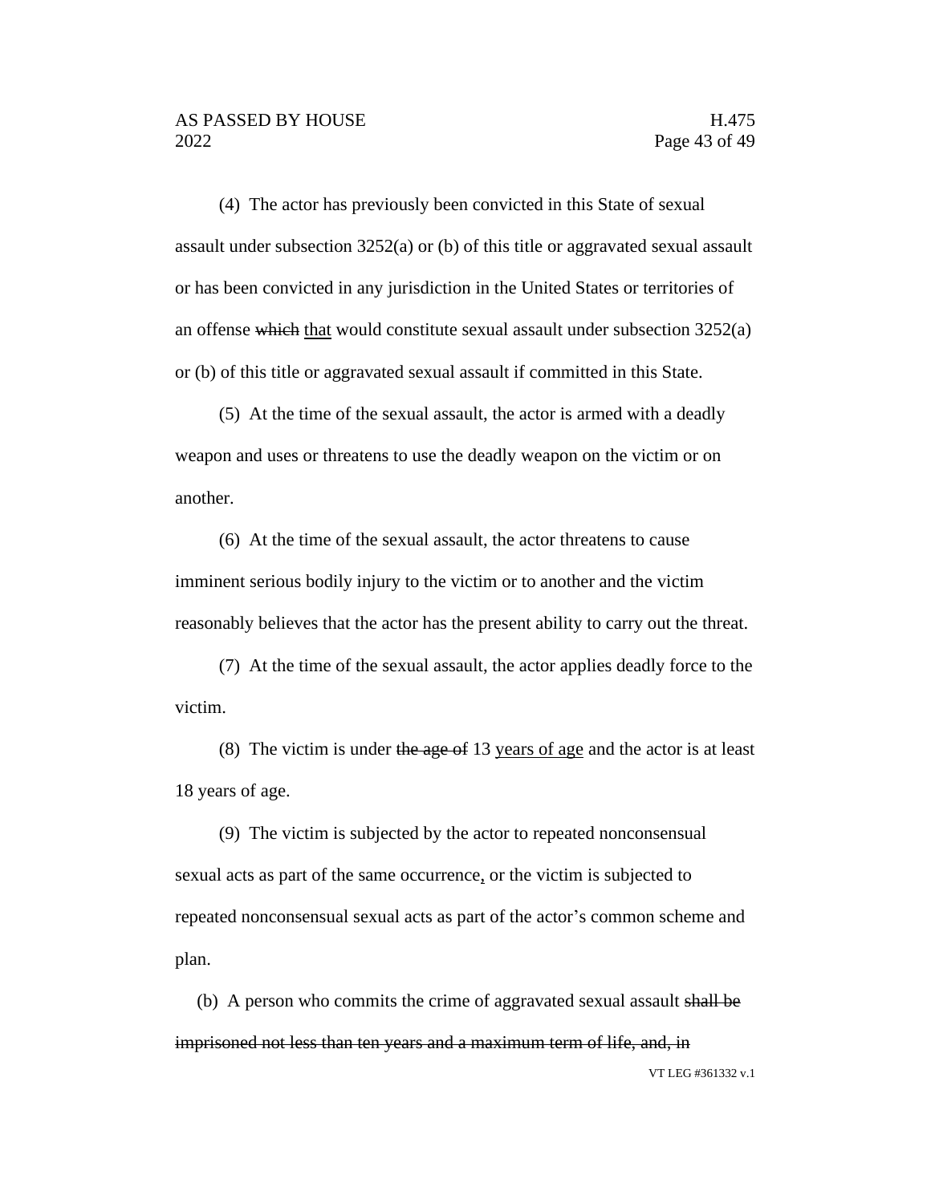(4) The actor has previously been convicted in this State of sexual assault under subsection 3252(a) or (b) of this title or aggravated sexual assault or has been convicted in any jurisdiction in the United States or territories of an offense ~~which~~ <u>that</u> would constitute sexual assault under subsection 3252(a) or (b) of this title or aggravated sexual assault if committed in this State.

(5) At the time of the sexual assault, the actor is armed with a deadly weapon and uses or threatens to use the deadly weapon on the victim or on another.

(6) At the time of the sexual assault, the actor threatens to cause imminent serious bodily injury to the victim or to another and the victim reasonably believes that the actor has the present ability to carry out the threat.

(7) At the time of the sexual assault, the actor applies deadly force to the victim.

(8) The victim is under ~~the age of~~ 13 <u>years of age</u> and the actor is at least 18 years of age.

(9) The victim is subjected by the actor to repeated nonconsensual sexual acts as part of the same occurrence<u>,</u> or the victim is subjected to repeated nonconsensual sexual acts as part of the actor's common scheme and plan.

(b) A person who commits the crime of aggravated sexual assault ~~shall be imprisoned not less than ten years and a maximum term of life, and, in~~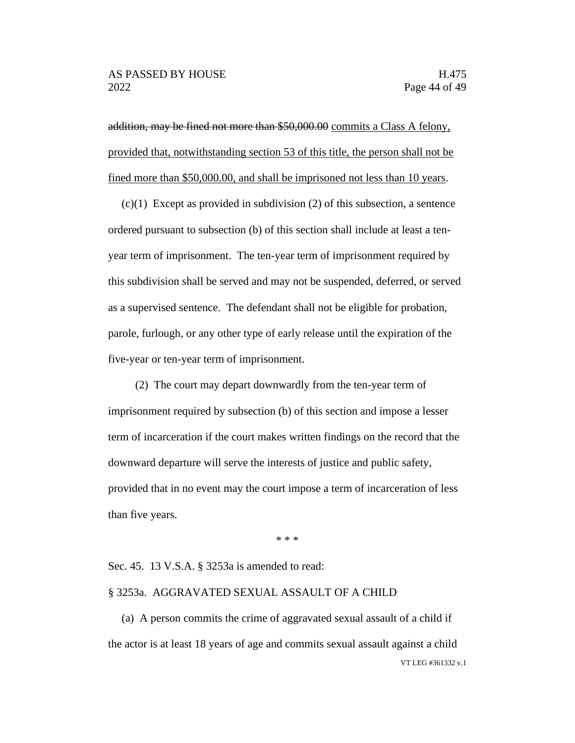~~addition, may be fined not more than $50,000.00~~ <u>commits a Class A felony, provided that, notwithstanding section 53 of this title, the person shall not be fined more than $50,000.00, and shall be imprisoned not less than 10 years</u>.

(c)(1) Except as provided in subdivision (2) of this subsection, a sentence ordered pursuant to subsection (b) of this section shall include at least a ten-year term of imprisonment. The ten-year term of imprisonment required by this subdivision shall be served and may not be suspended, deferred, or served as a supervised sentence. The defendant shall not be eligible for probation, parole, furlough, or any other type of early release until the expiration of the five-year or ten-year term of imprisonment.

(2) The court may depart downwardly from the ten-year term of imprisonment required by subsection (b) of this section and impose a lesser term of incarceration if the court makes written findings on the record that the downward departure will serve the interests of justice and public safety, provided that in no event may the court impose a term of incarceration of less than five years.

\* \* \*

Sec. 45. 13 V.S.A. § 3253a is amended to read:

§ 3253a. AGGRAVATED SEXUAL ASSAULT OF A CHILD

(a) A person commits the crime of aggravated sexual assault of a child if the actor is at least 18 years of age and commits sexual assault against a child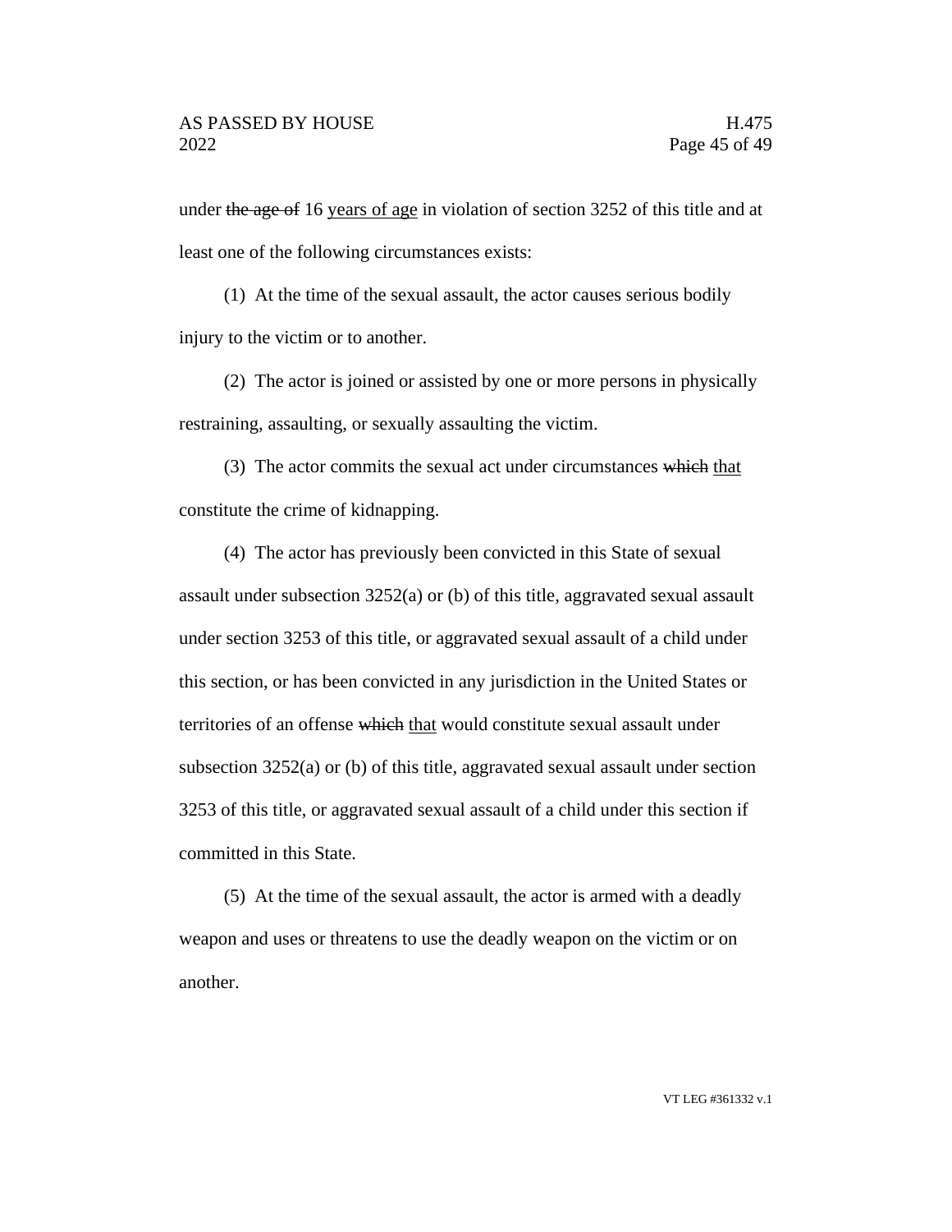under ~~the age of~~ 16 <u>years of age</u> in violation of section 3252 of this title and at least one of the following circumstances exists:

(1) At the time of the sexual assault, the actor causes serious bodily injury to the victim or to another.

(2) The actor is joined or assisted by one or more persons in physically restraining, assaulting, or sexually assaulting the victim.

(3) The actor commits the sexual act under circumstances ~~which~~ <u>that</u> constitute the crime of kidnapping.

(4) The actor has previously been convicted in this State of sexual assault under subsection 3252(a) or (b) of this title, aggravated sexual assault under section 3253 of this title, or aggravated sexual assault of a child under this section, or has been convicted in any jurisdiction in the United States or territories of an offense ~~which~~ <u>that</u> would constitute sexual assault under subsection 3252(a) or (b) of this title, aggravated sexual assault under section 3253 of this title, or aggravated sexual assault of a child under this section if committed in this State.

(5) At the time of the sexual assault, the actor is armed with a deadly weapon and uses or threatens to use the deadly weapon on the victim or on another.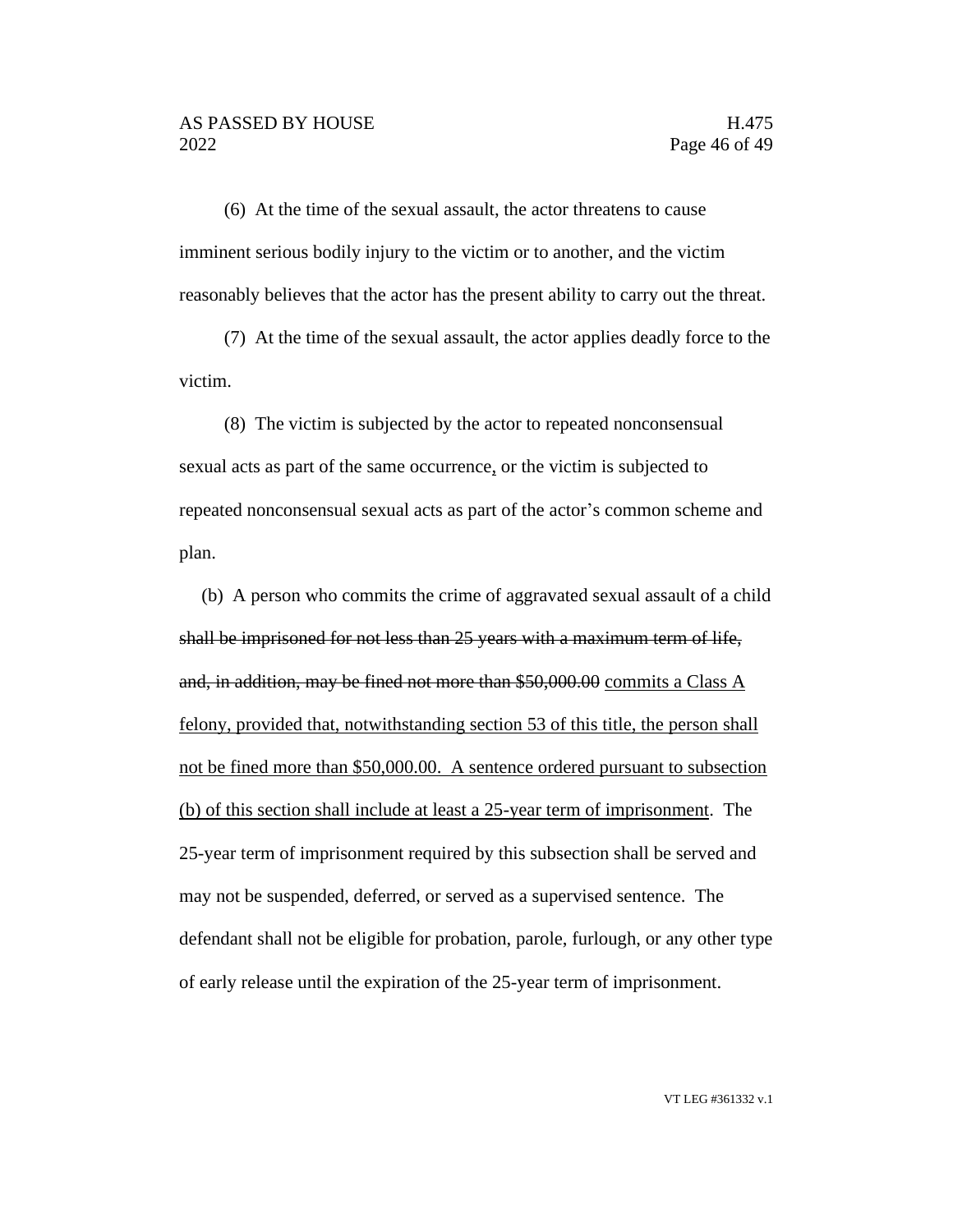(6) At the time of the sexual assault, the actor threatens to cause imminent serious bodily injury to the victim or to another, and the victim reasonably believes that the actor has the present ability to carry out the threat.

(7) At the time of the sexual assault, the actor applies deadly force to the victim.

(8) The victim is subjected by the actor to repeated nonconsensual sexual acts as part of the same occurrence, or the victim is subjected to repeated nonconsensual sexual acts as part of the actor's common scheme and plan.

(b) A person who commits the crime of aggravated sexual assault of a child ~~shall be imprisoned for not less than 25 years with a maximum term of life, and, in addition, may be fined not more than $50,000.00~~ commits a Class A felony, provided that, notwithstanding section 53 of this title, the person shall not be fined more than $50,000.00. A sentence ordered pursuant to subsection (b) of this section shall include at least a 25-year term of imprisonment. The 25-year term of imprisonment required by this subsection shall be served and may not be suspended, deferred, or served as a supervised sentence. The defendant shall not be eligible for probation, parole, furlough, or any other type of early release until the expiration of the 25-year term of imprisonment.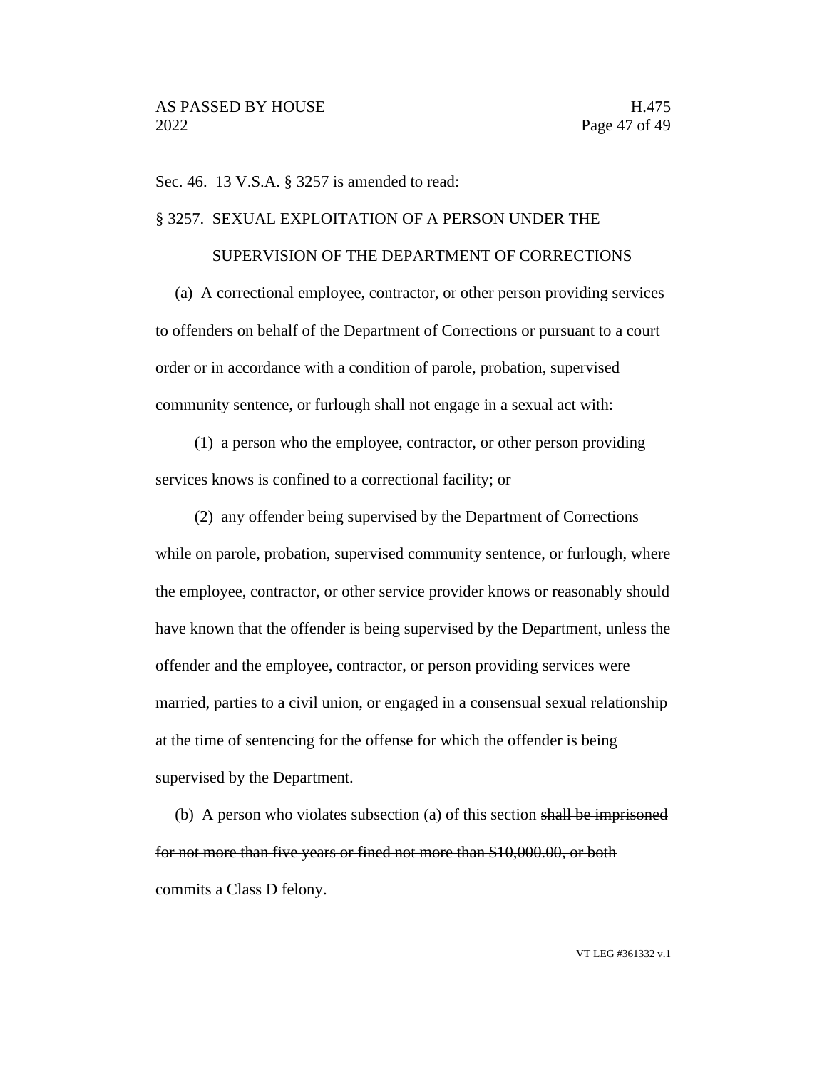Sec. 46. 13 V.S.A. § 3257 is amended to read:

§ 3257. SEXUAL EXPLOITATION OF A PERSON UNDER THE SUPERVISION OF THE DEPARTMENT OF CORRECTIONS

(a) A correctional employee, contractor, or other person providing services to offenders on behalf of the Department of Corrections or pursuant to a court order or in accordance with a condition of parole, probation, supervised community sentence, or furlough shall not engage in a sexual act with:

(1) a person who the employee, contractor, or other person providing services knows is confined to a correctional facility; or

(2) any offender being supervised by the Department of Corrections while on parole, probation, supervised community sentence, or furlough, where the employee, contractor, or other service provider knows or reasonably should have known that the offender is being supervised by the Department, unless the offender and the employee, contractor, or person providing services were married, parties to a civil union, or engaged in a consensual sexual relationship at the time of sentencing for the offense for which the offender is being supervised by the Department.

(b) A person who violates subsection (a) of this section ~~shall be imprisoned for not more than five years or fined not more than $10,000.00, or both~~ <u>commits a Class D felony</u>.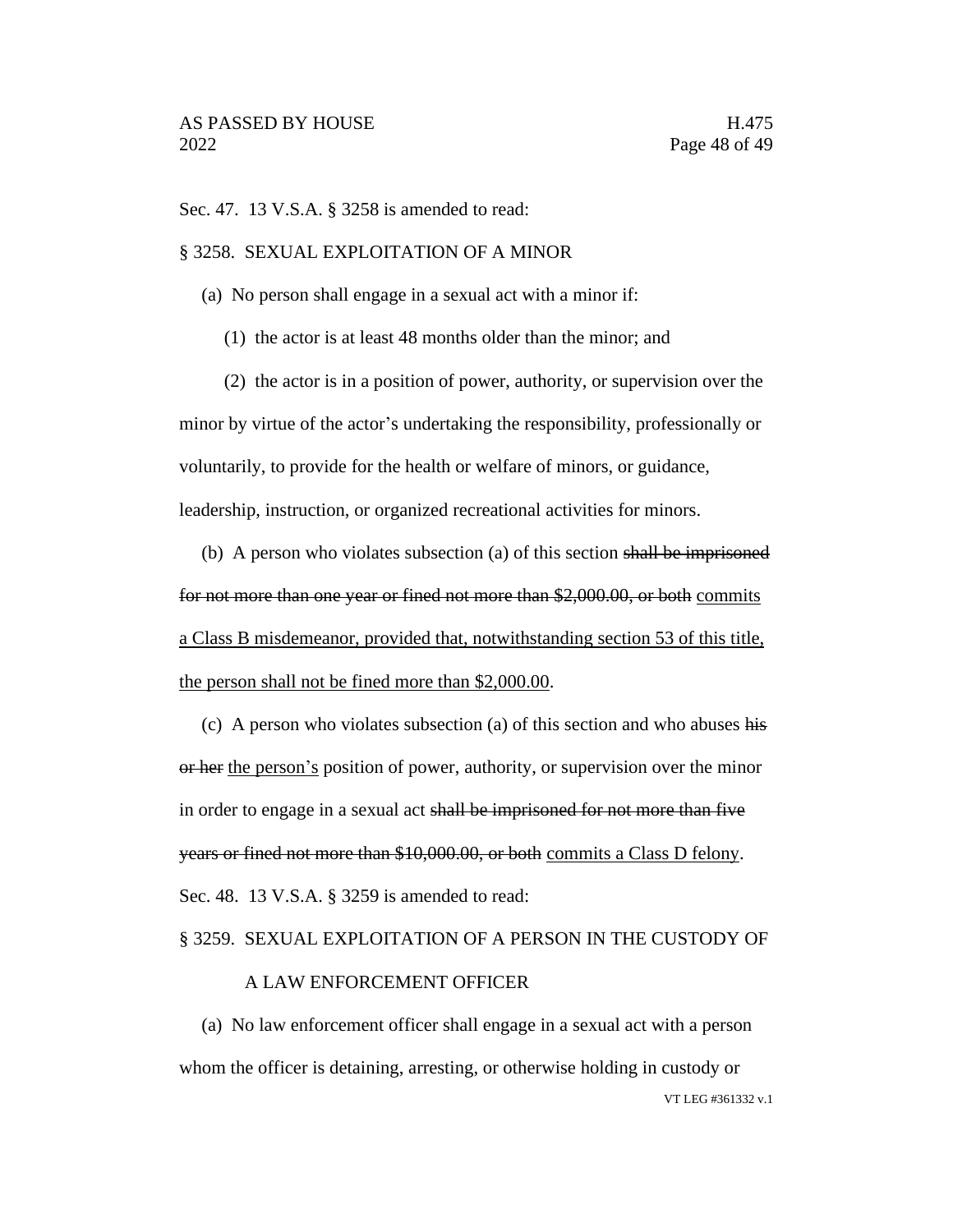Sec. 47. 13 V.S.A. § 3258 is amended to read:

§ 3258. SEXUAL EXPLOITATION OF A MINOR

(a) No person shall engage in a sexual act with a minor if:

(1) the actor is at least 48 months older than the minor; and

(2) the actor is in a position of power, authority, or supervision over the minor by virtue of the actor's undertaking the responsibility, professionally or voluntarily, to provide for the health or welfare of minors, or guidance, leadership, instruction, or organized recreational activities for minors.

(b) A person who violates subsection (a) of this section ~~shall be imprisoned for not more than one year or fined not more than \$2,000.00, or both~~ <u>commits a Class B misdemeanor, provided that, notwithstanding section 53 of this title, the person shall not be fined more than \$2,000.00</u>.

(c) A person who violates subsection (a) of this section and who abuses ~~his or her~~ <u>the person's</u> position of power, authority, or supervision over the minor in order to engage in a sexual act ~~shall be imprisoned for not more than five years or fined not more than \$10,000.00, or both~~ <u>commits a Class D felony</u>.

Sec. 48. 13 V.S.A. § 3259 is amended to read:

§ 3259. SEXUAL EXPLOITATION OF A PERSON IN THE CUSTODY OF A LAW ENFORCEMENT OFFICER

(a) No law enforcement officer shall engage in a sexual act with a person whom the officer is detaining, arresting, or otherwise holding in custody or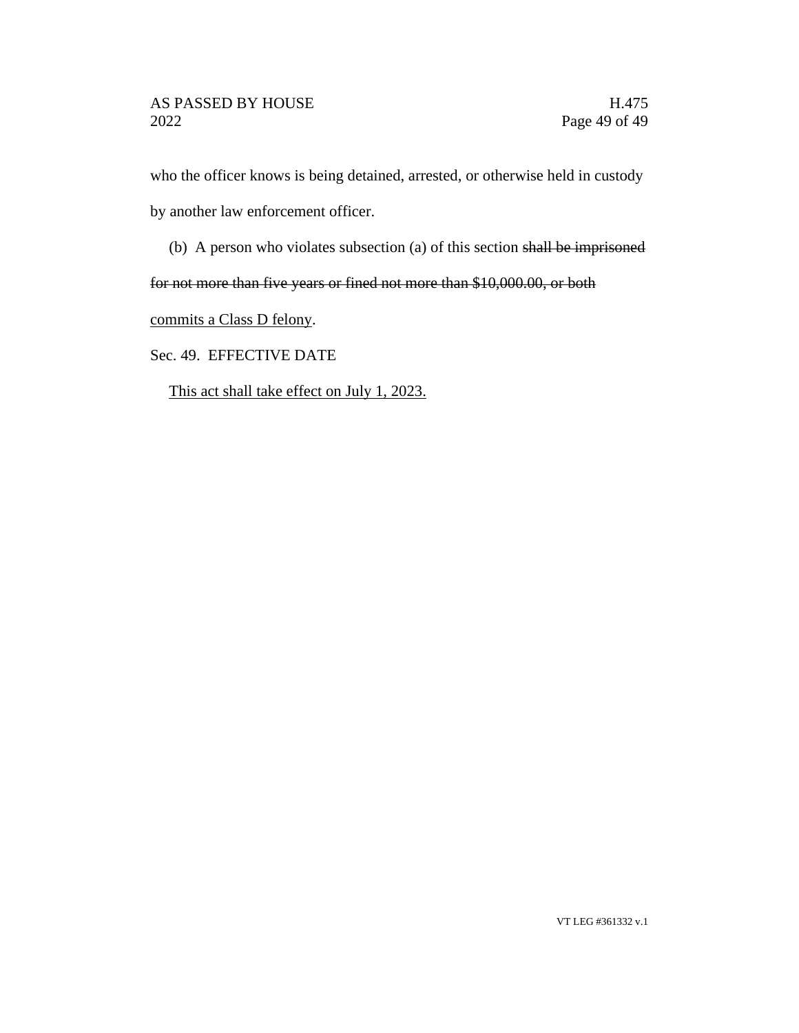who the officer knows is being detained, arrested, or otherwise held in custody by another law enforcement officer.

(b) A person who violates subsection (a) of this section ~~shall be imprisoned for not more than five years or fined not more than $10,000.00, or both~~ <u>commits a Class D felony</u>.

Sec. 49. EFFECTIVE DATE

<u>This act shall take effect on July 1, 2023.</u>